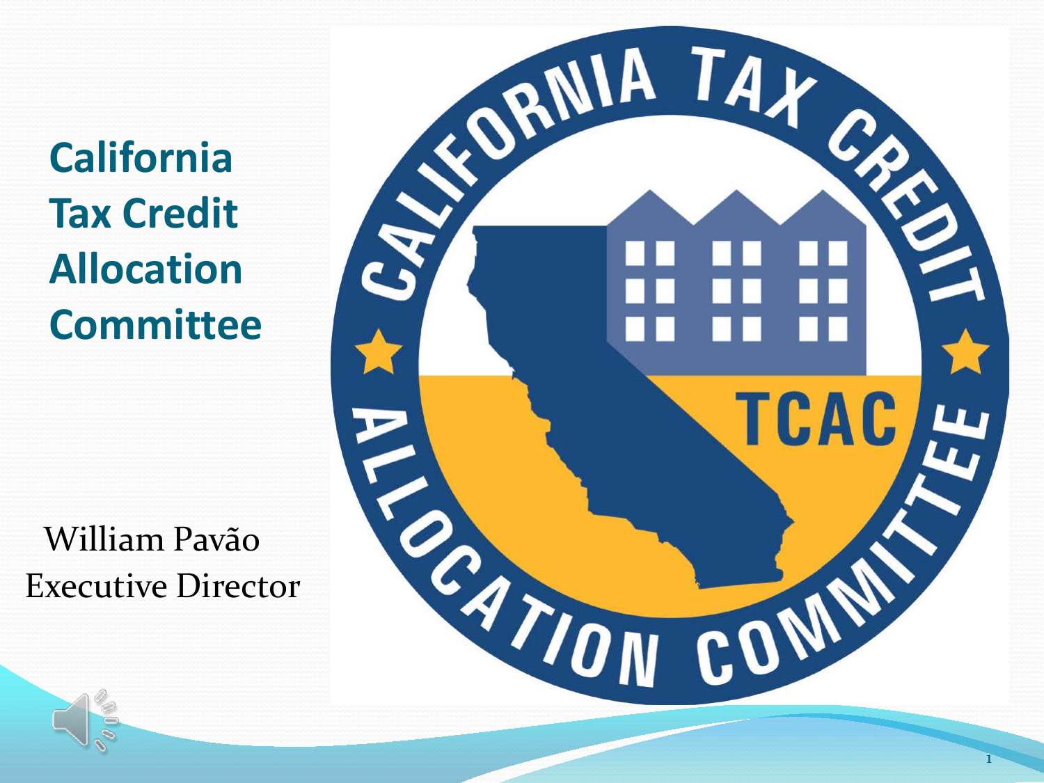# California Tax Credit Allocation Committee

William Pavão
Executive Director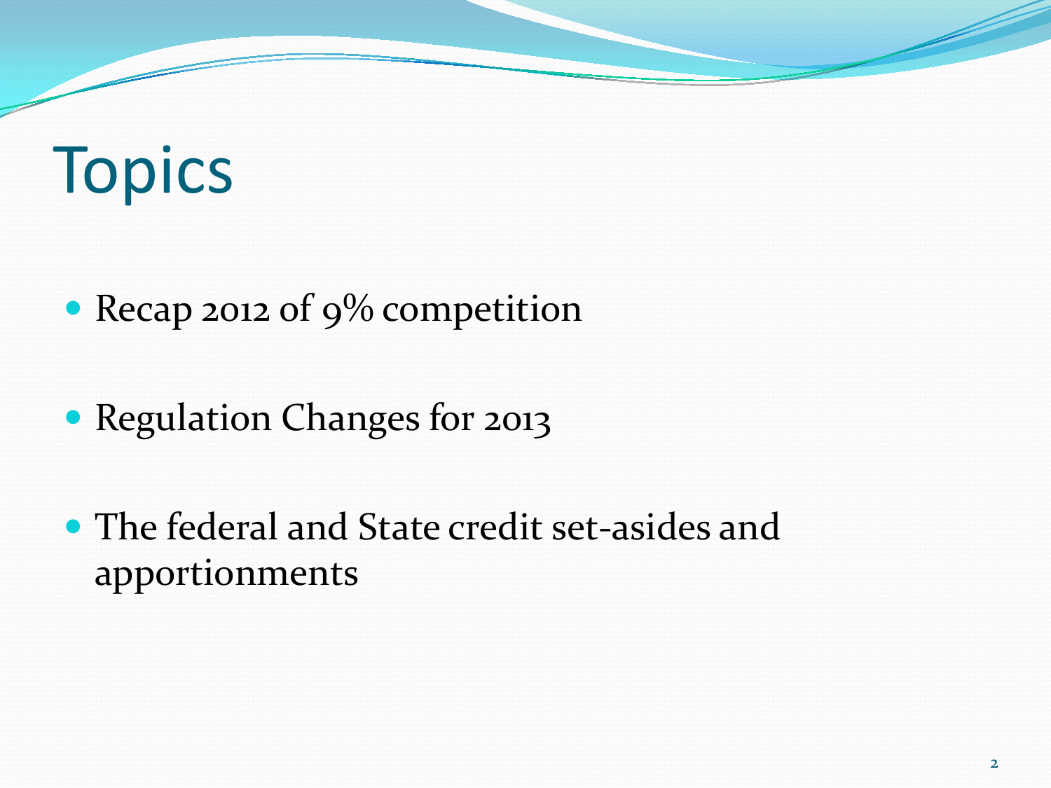# Topics

- Recap 2012 of 9% competition
- Regulation Changes for 2013
- The federal and State credit set-asides and apportionments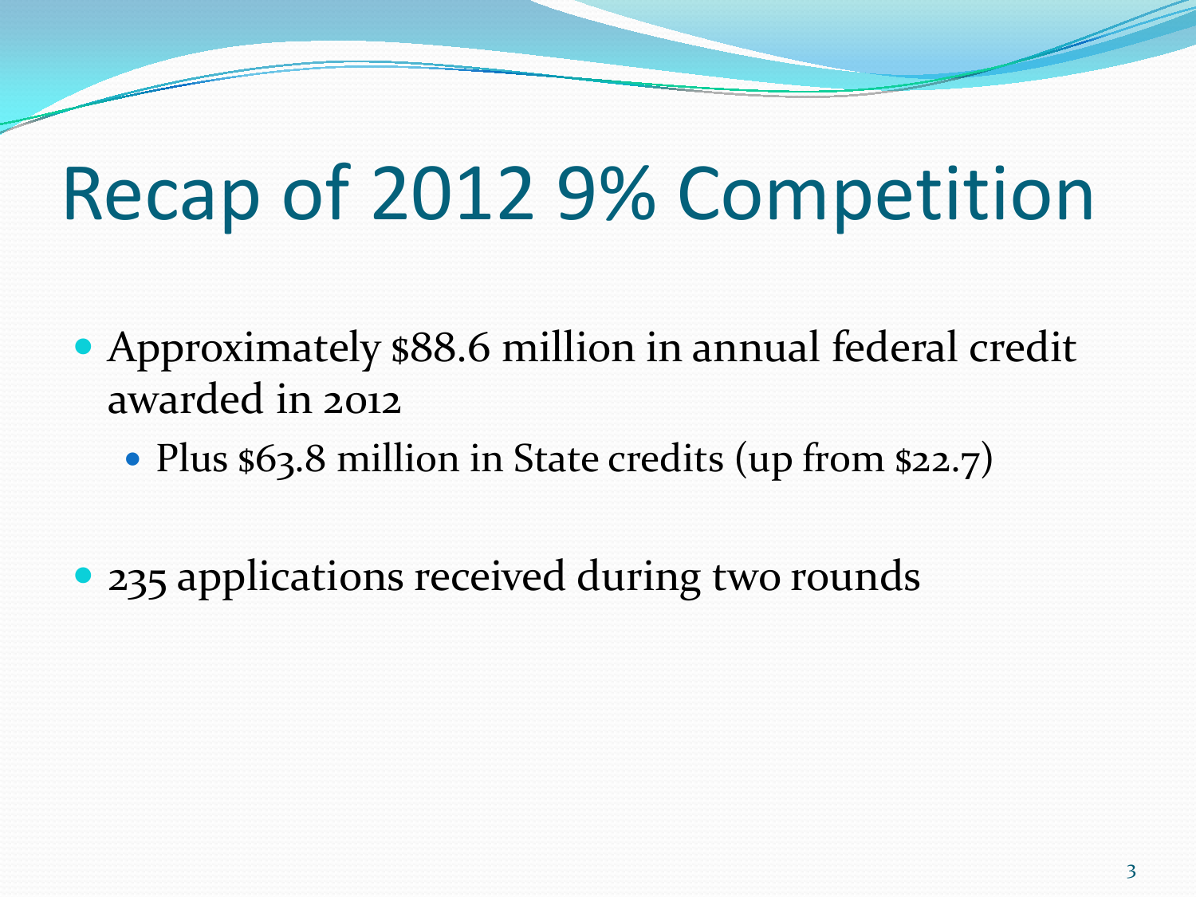# Recap of 2012 9% Competition

- Approximately $88.6 million in annual federal credit awarded in 2012
  - Plus $63.8 million in State credits (up from $22.7)
- 235 applications received during two rounds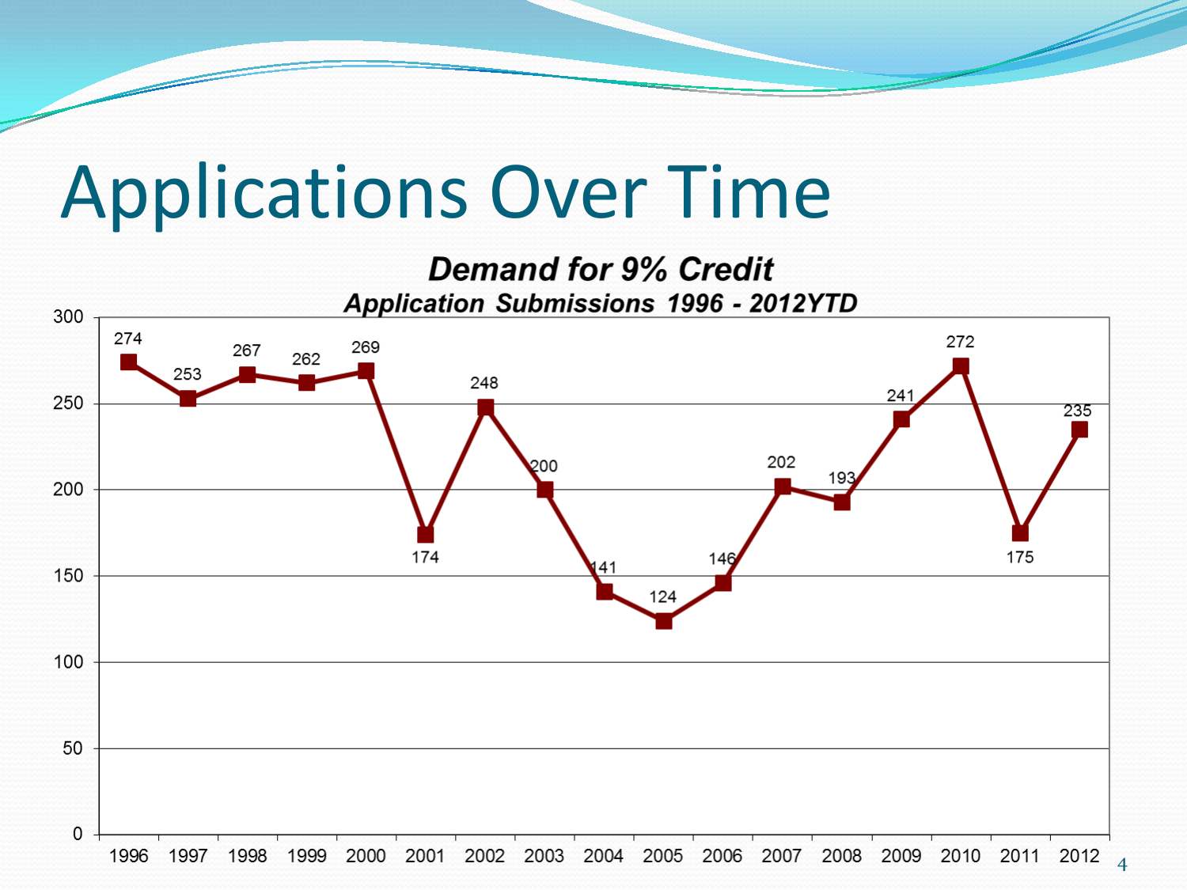# Applications Over Time

**_Demand for 9% Credit_**

**_Application Submissions 1996 - 2012YTD_**

| Year | Applications |
|---|---|
| 1996 | 274 |
| 1997 | 253 |
| 1998 | 267 |
| 1999 | 262 |
| 2000 | 269 |
| 2001 | 174 |
| 2002 | 248 |
| 2003 | 200 |
| 2004 | 141 |
| 2005 | 124 |
| 2006 | 146 |
| 2007 | 202 |
| 2008 | 193 |
| 2009 | 241 |
| 2010 | 272 |
| 2011 | 175 |
| 2012 | 235 |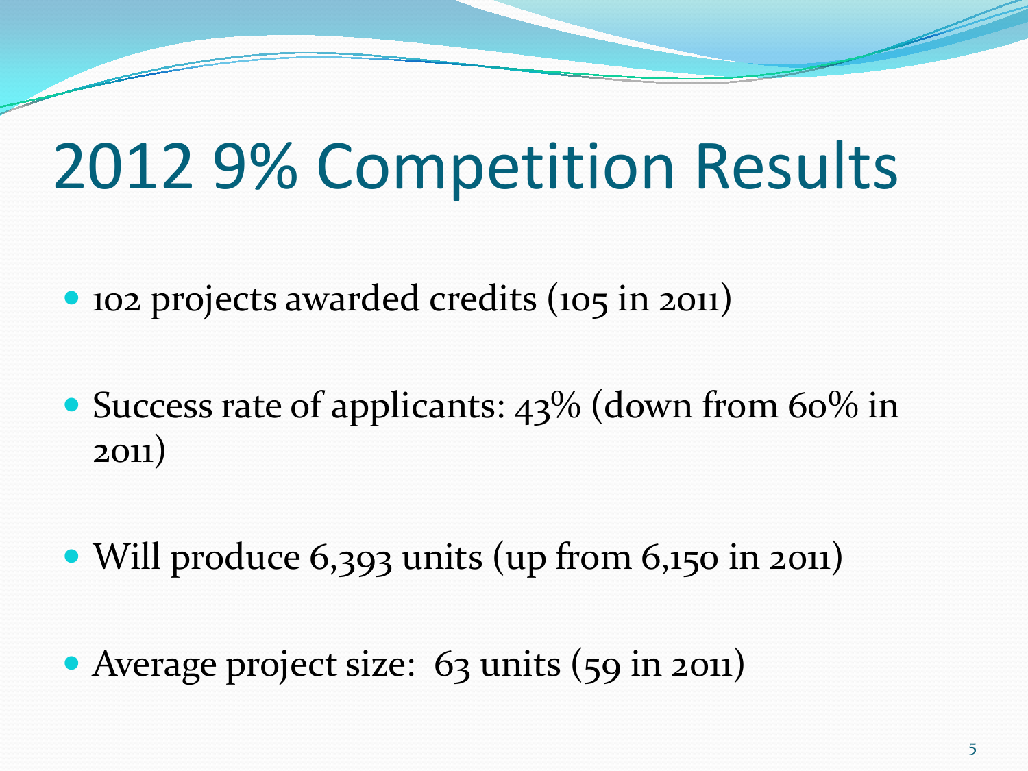# 2012 9% Competition Results

- 102 projects awarded credits (105 in 2011)
- Success rate of applicants: 43% (down from 60% in 2011)
- Will produce 6,393 units (up from 6,150 in 2011)
- Average project size: 63 units (59 in 2011)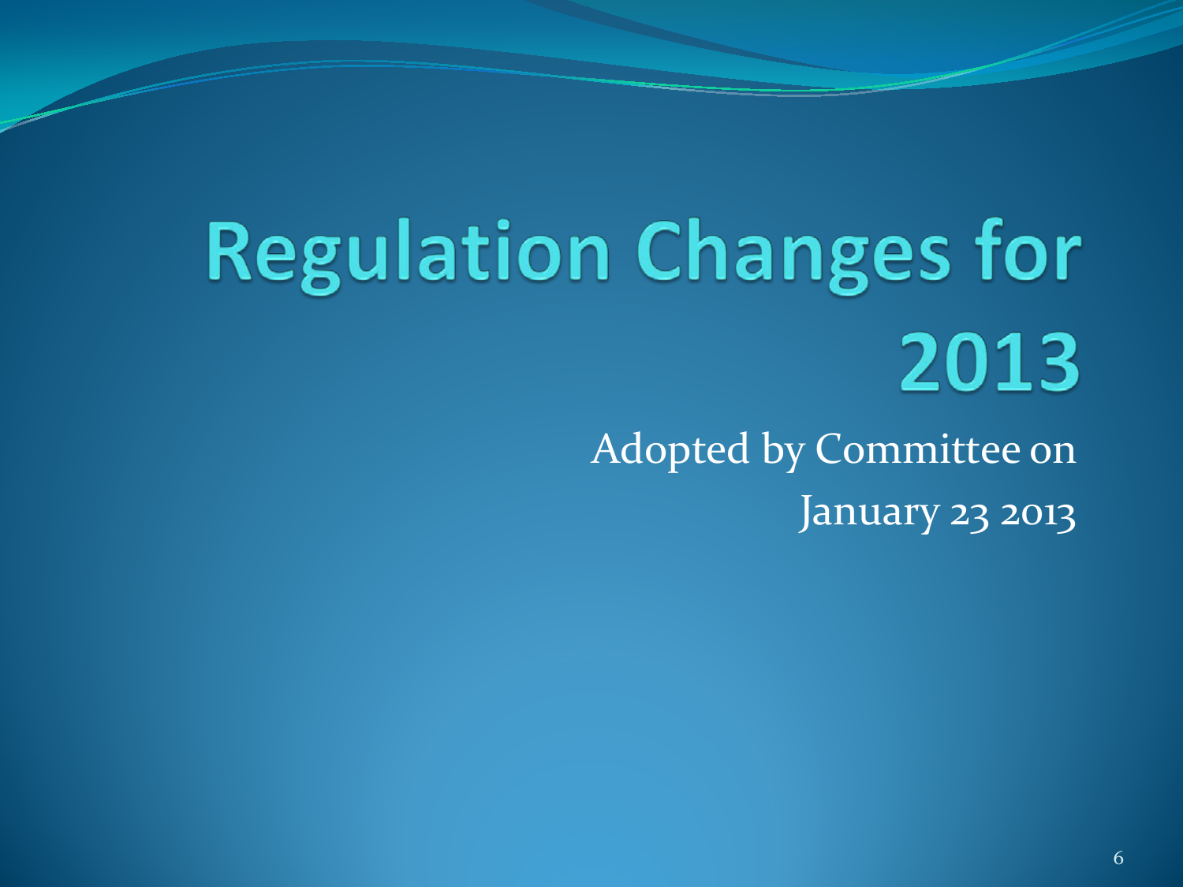# Regulation Changes for 2013

Adopted by Committee on January 23 2013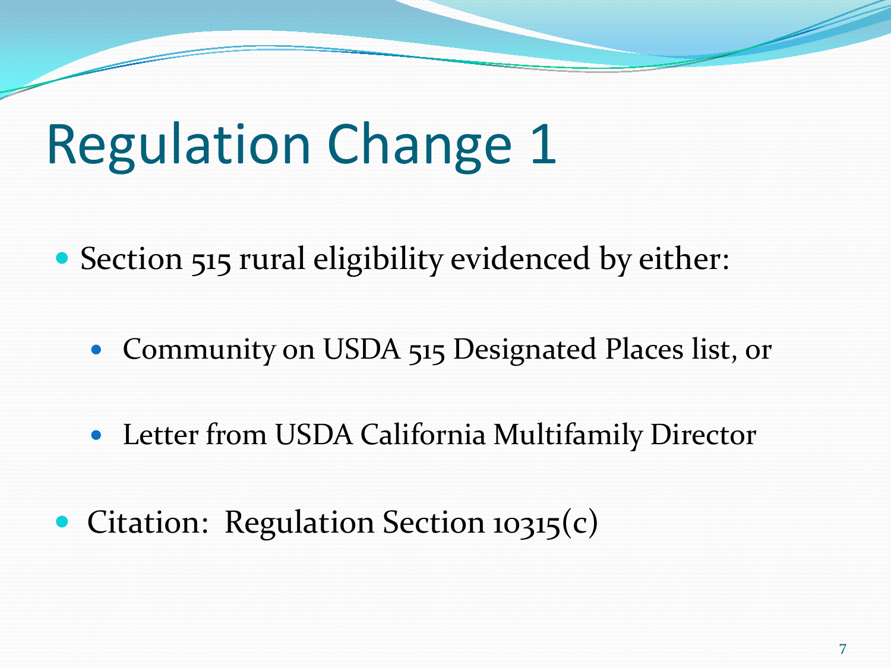# Regulation Change 1

- Section 515 rural eligibility evidenced by either:
  - Community on USDA 515 Designated Places list, or
  - Letter from USDA California Multifamily Director
- Citation: Regulation Section 10315(c)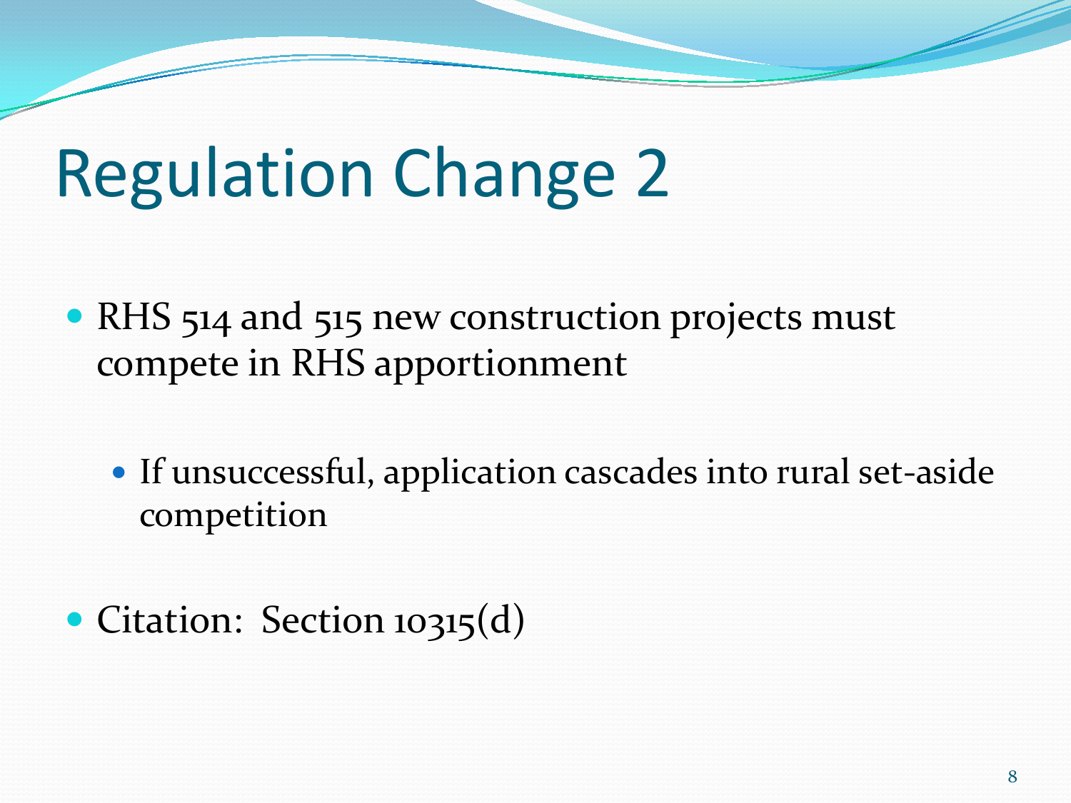# Regulation Change 2

- RHS 514 and 515 new construction projects must compete in RHS apportionment
  - If unsuccessful, application cascades into rural set-aside competition
- Citation: Section 10315(d)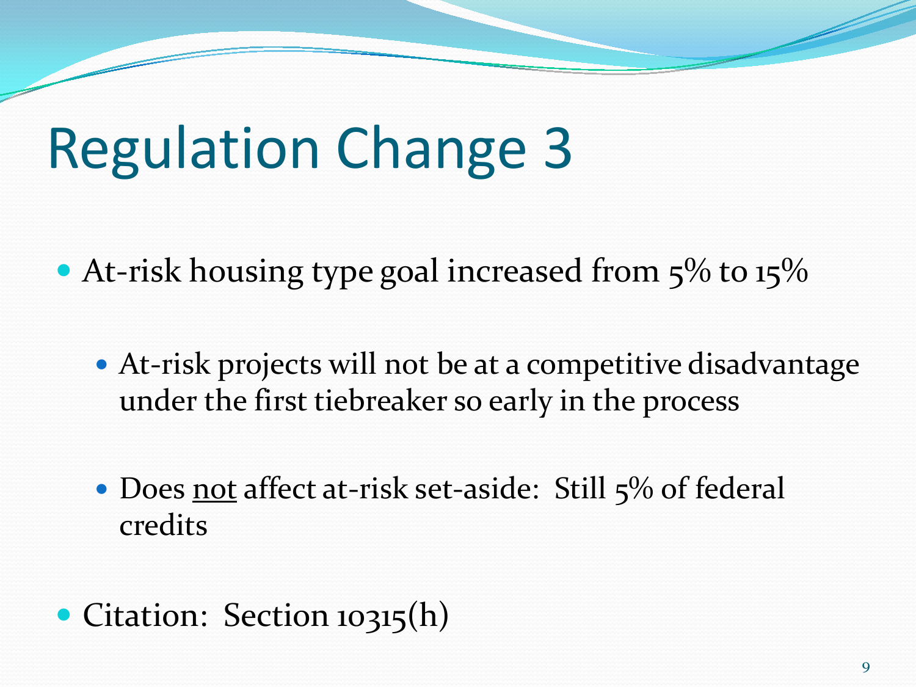# Regulation Change 3

- At-risk housing type goal increased from 5% to 15%
  - At-risk projects will not be at a competitive disadvantage under the first tiebreaker so early in the process
  - Does <u>not</u> affect at-risk set-aside: Still 5% of federal credits
- Citation: Section 10315(h)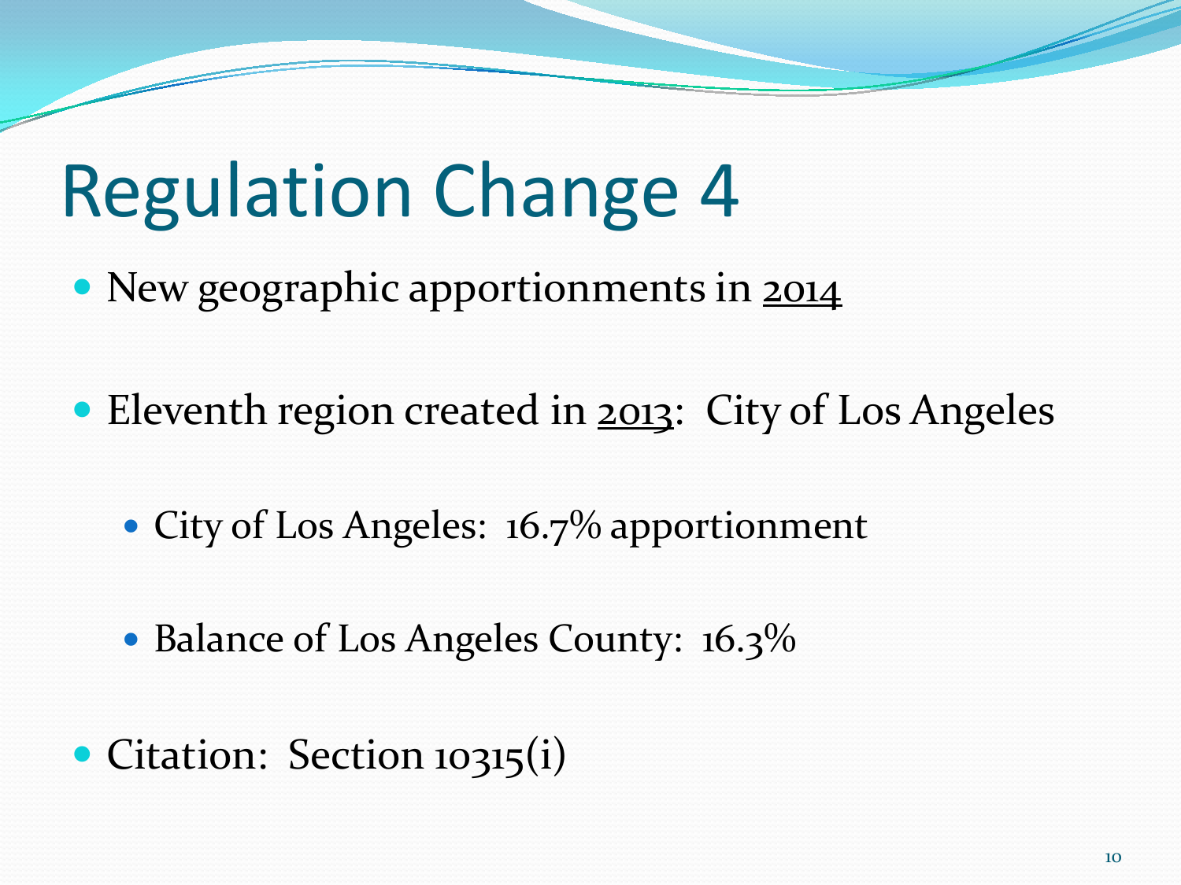# Regulation Change 4

- New geographic apportionments in 2014
- Eleventh region created in 2013:  City of Los Angeles
  - City of Los Angeles:  16.7% apportionment
  - Balance of Los Angeles County:  16.3%
- Citation:  Section 10315(i)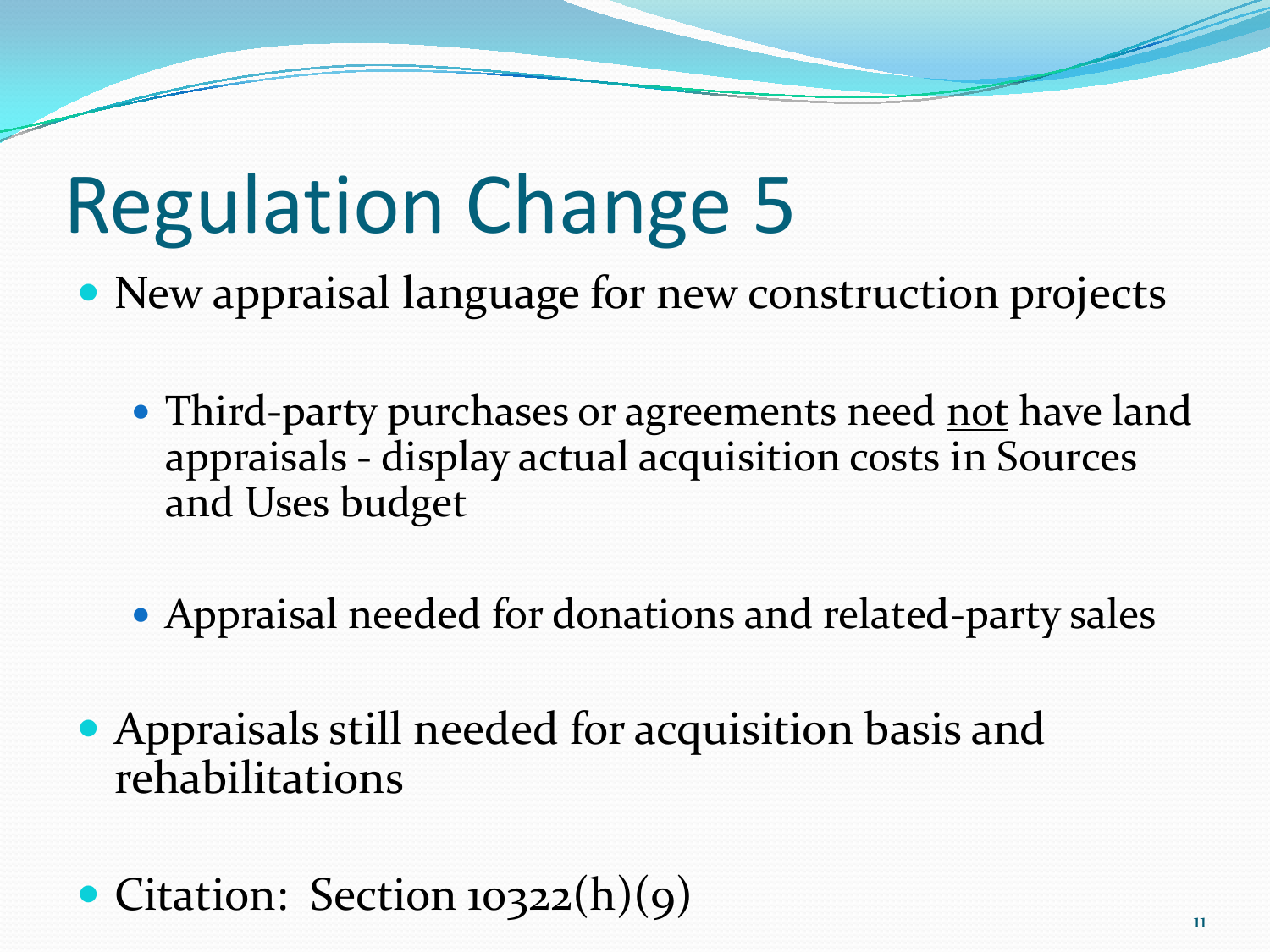# Regulation Change 5

- New appraisal language for new construction projects
  - Third-party purchases or agreements need <u>not</u> have land appraisals - display actual acquisition costs in Sources and Uses budget
  - Appraisal needed for donations and related-party sales
- Appraisals still needed for acquisition basis and rehabilitations
- Citation: Section 10322(h)(9)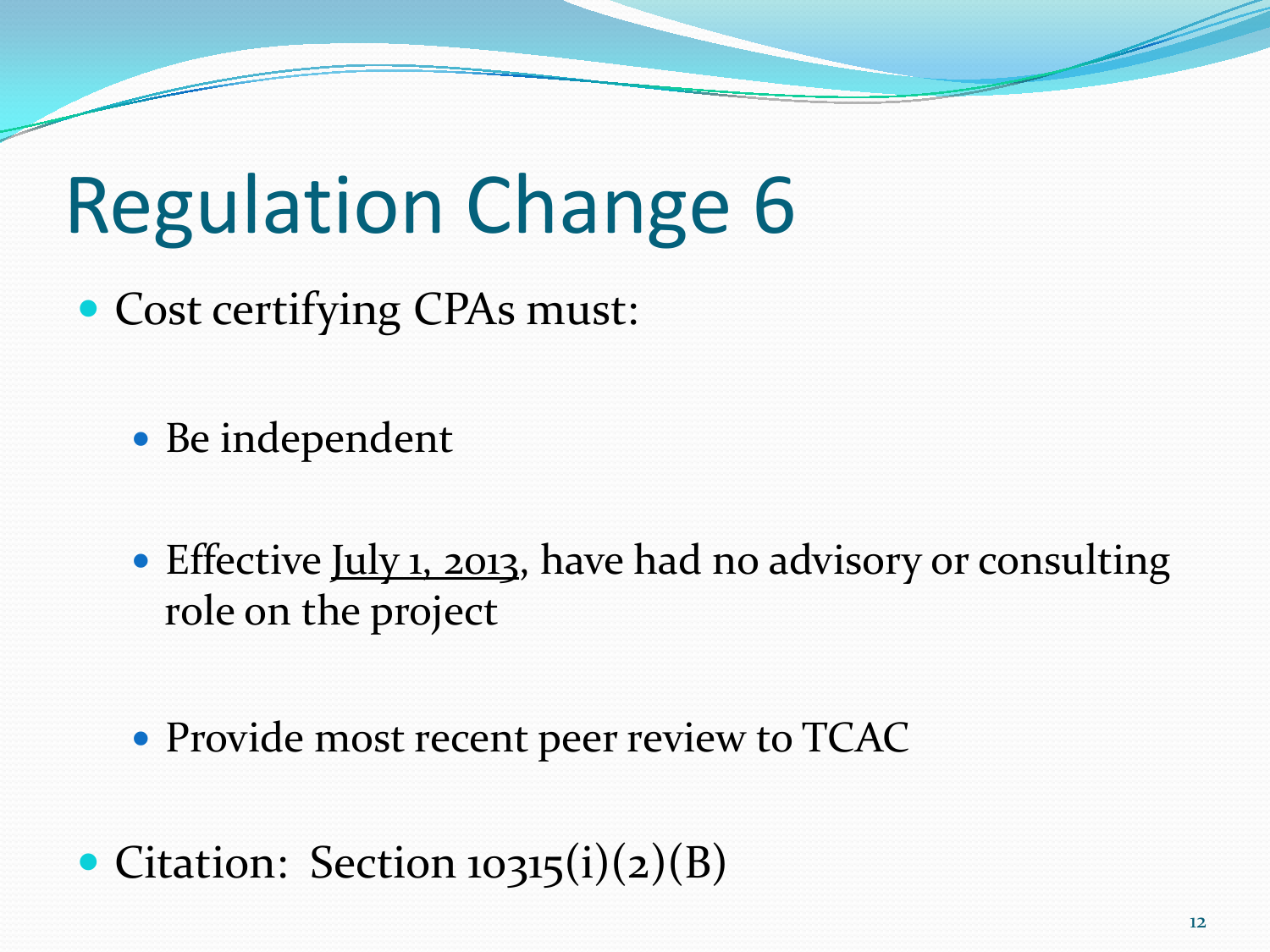# Regulation Change 6

- Cost certifying CPAs must:
  - Be independent
  - Effective <u>July 1, 2013</u>, have had no advisory or consulting role on the project
  - Provide most recent peer review to TCAC
- Citation: Section 10315(i)(2)(B)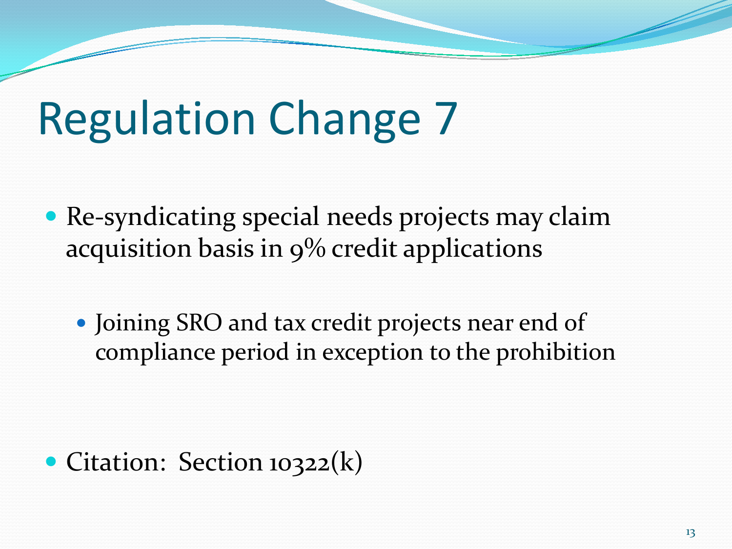# Regulation Change 7

- Re-syndicating special needs projects may claim acquisition basis in 9% credit applications
  - Joining SRO and tax credit projects near end of compliance period in exception to the prohibition
- Citation: Section 10322(k)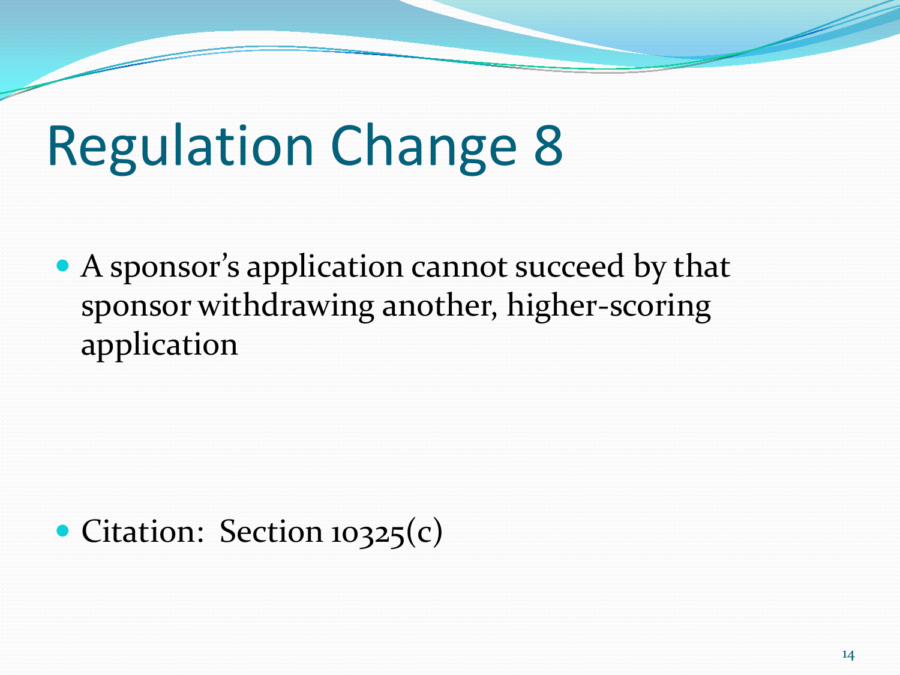# Regulation Change 8

- A sponsor's application cannot succeed by that sponsor withdrawing another, higher-scoring application

- Citation: Section 10325(c)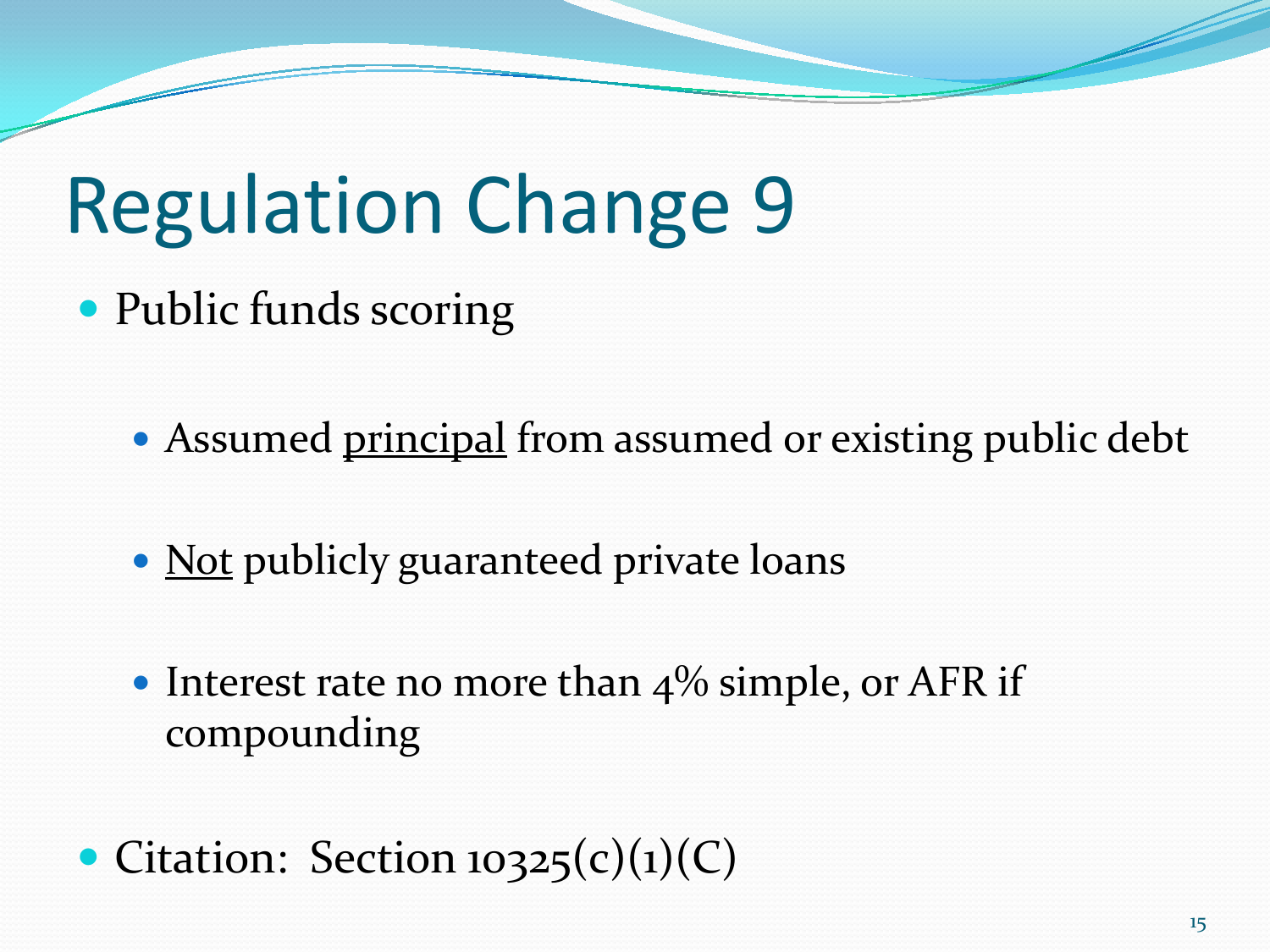# Regulation Change 9

- Public funds scoring
  - Assumed <u>principal</u> from assumed or existing public debt
  - <u>Not</u> publicly guaranteed private loans
  - Interest rate no more than 4% simple, or AFR if compounding
- Citation: Section 10325(c)(1)(C)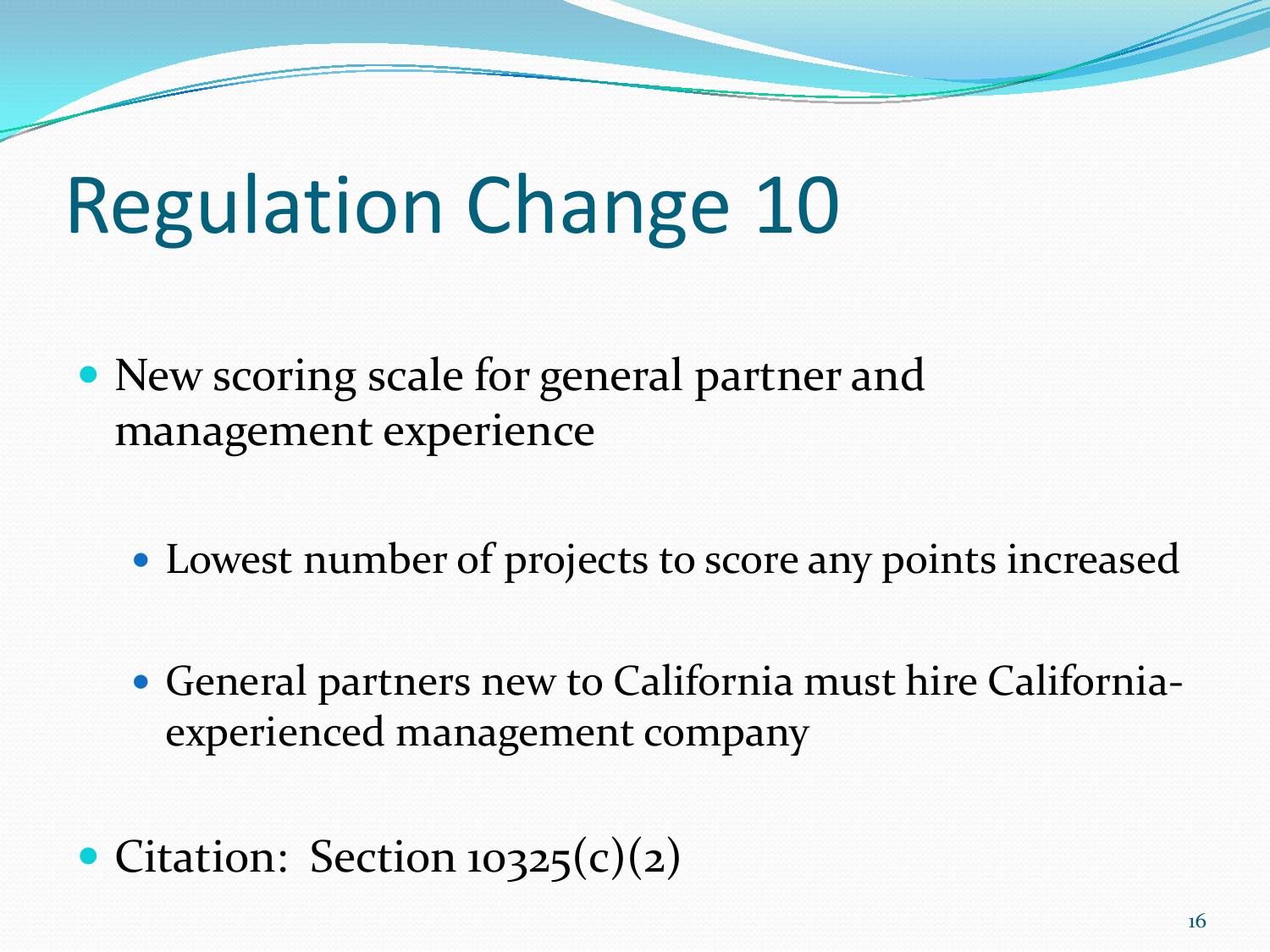# Regulation Change 10

- New scoring scale for general partner and management experience
  - Lowest number of projects to score any points increased
  - General partners new to California must hire California-experienced management company
- Citation: Section 10325(c)(2)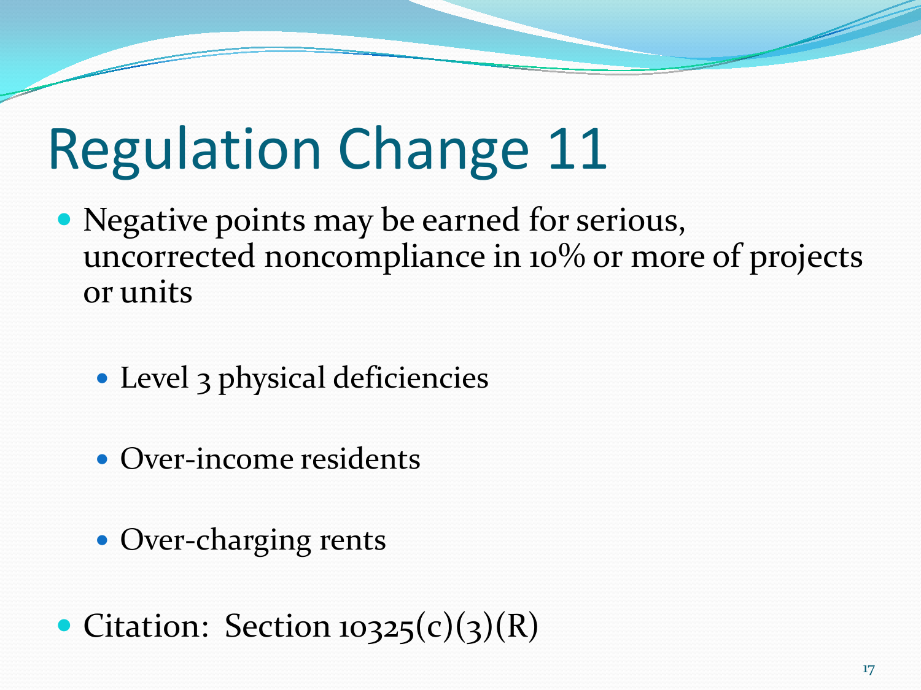# Regulation Change 11

- Negative points may be earned for serious, uncorrected noncompliance in 10% or more of projects or units
  - Level 3 physical deficiencies
  - Over-income residents
  - Over-charging rents
- Citation: Section 10325(c)(3)(R)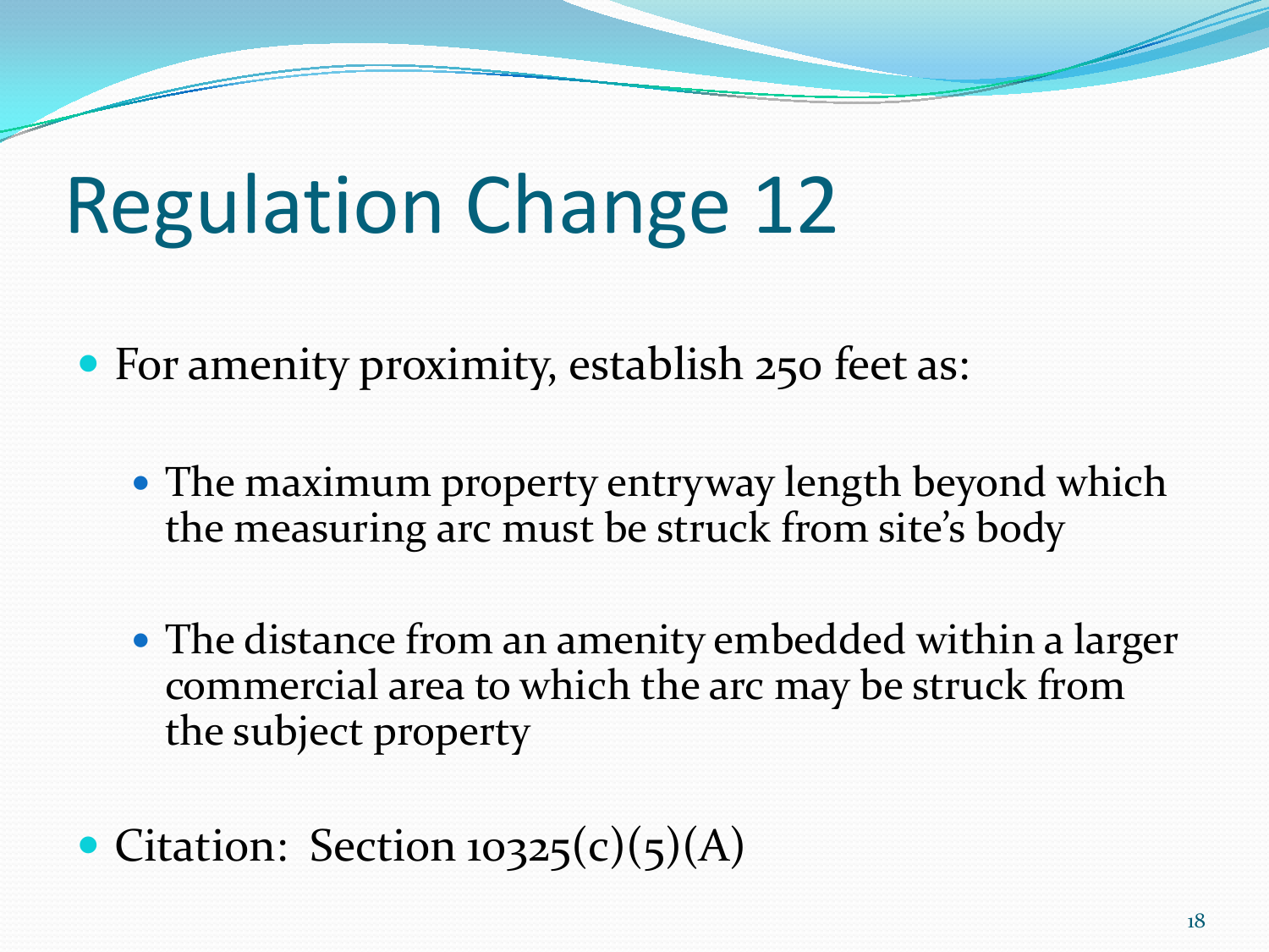# Regulation Change 12

- For amenity proximity, establish 250 feet as:
  - The maximum property entryway length beyond which the measuring arc must be struck from site's body
  - The distance from an amenity embedded within a larger commercial area to which the arc may be struck from the subject property
- Citation: Section 10325(c)(5)(A)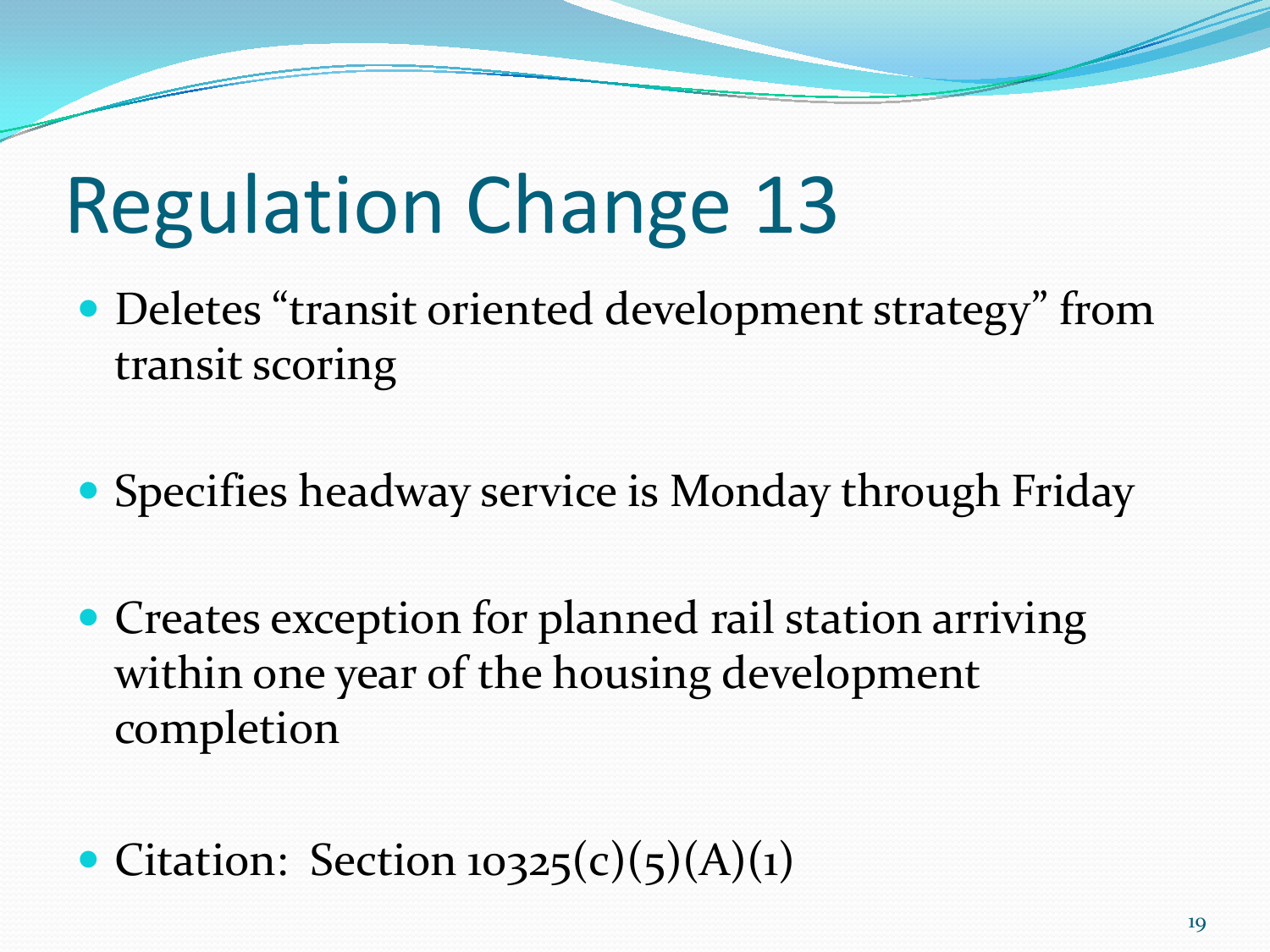# Regulation Change 13

- Deletes “transit oriented development strategy” from transit scoring
- Specifies headway service is Monday through Friday
- Creates exception for planned rail station arriving within one year of the housing development completion
- Citation: Section 10325(c)(5)(A)(1)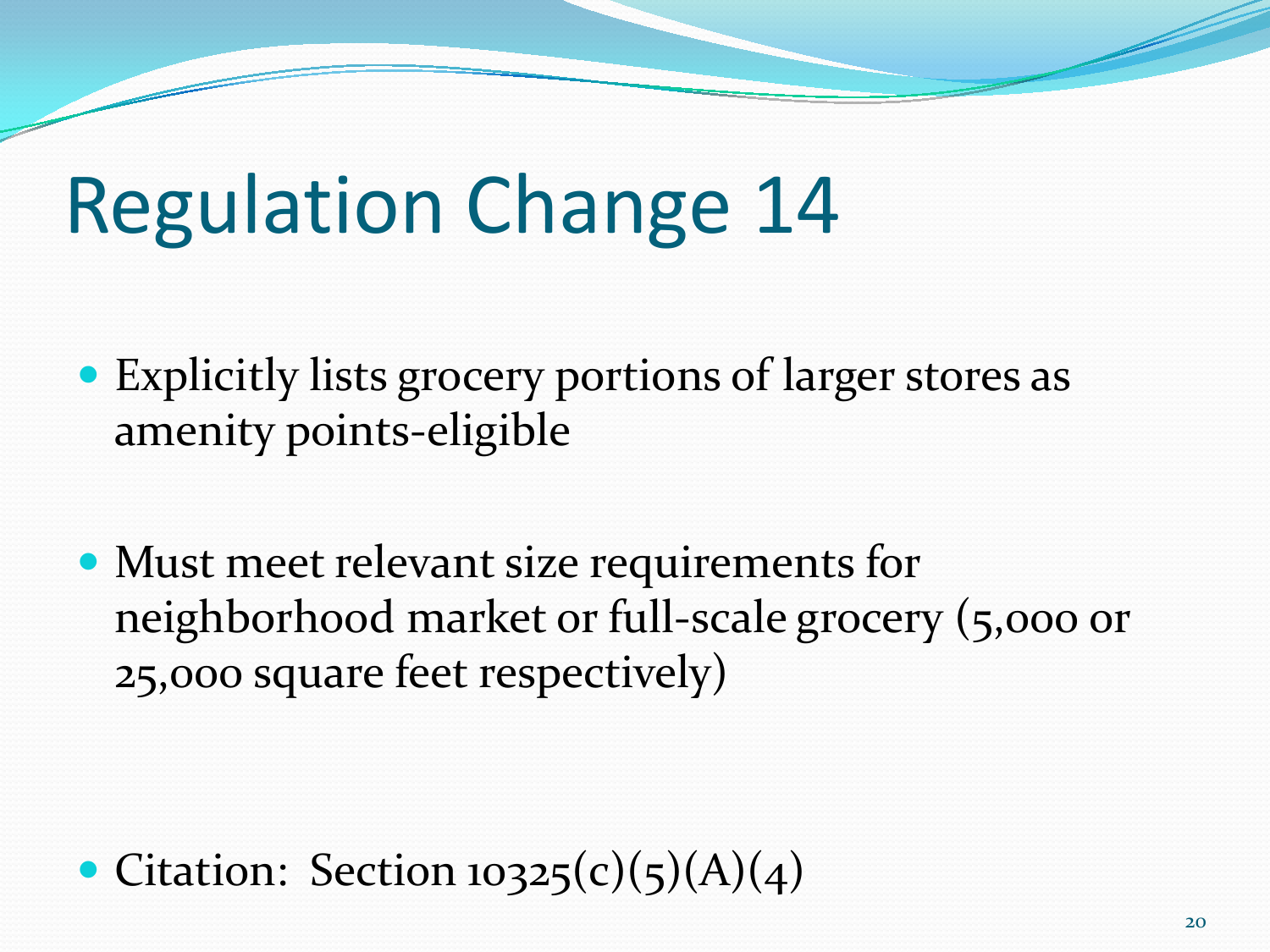# Regulation Change 14

- Explicitly lists grocery portions of larger stores as amenity points-eligible
- Must meet relevant size requirements for neighborhood market or full-scale grocery (5,000 or 25,000 square feet respectively)
- Citation: Section 10325(c)(5)(A)(4)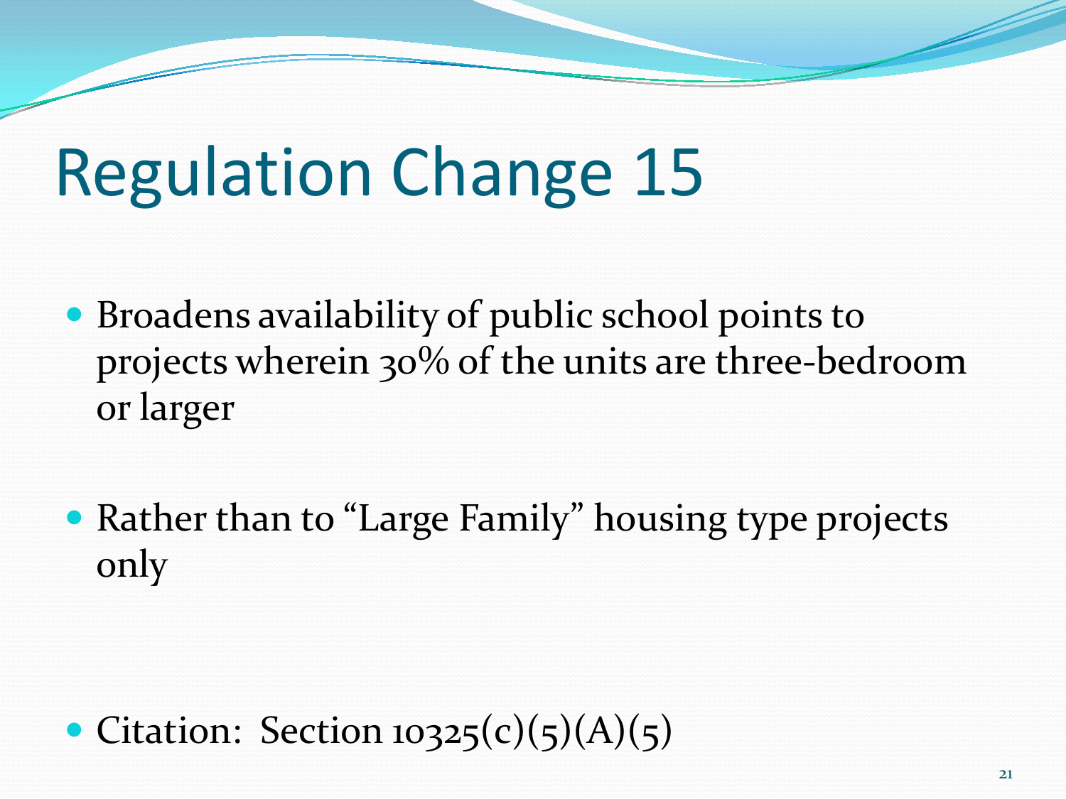# Regulation Change 15

- Broadens availability of public school points to projects wherein 30% of the units are three-bedroom or larger

- Rather than to "Large Family" housing type projects only

- Citation: Section 10325(c)(5)(A)(5)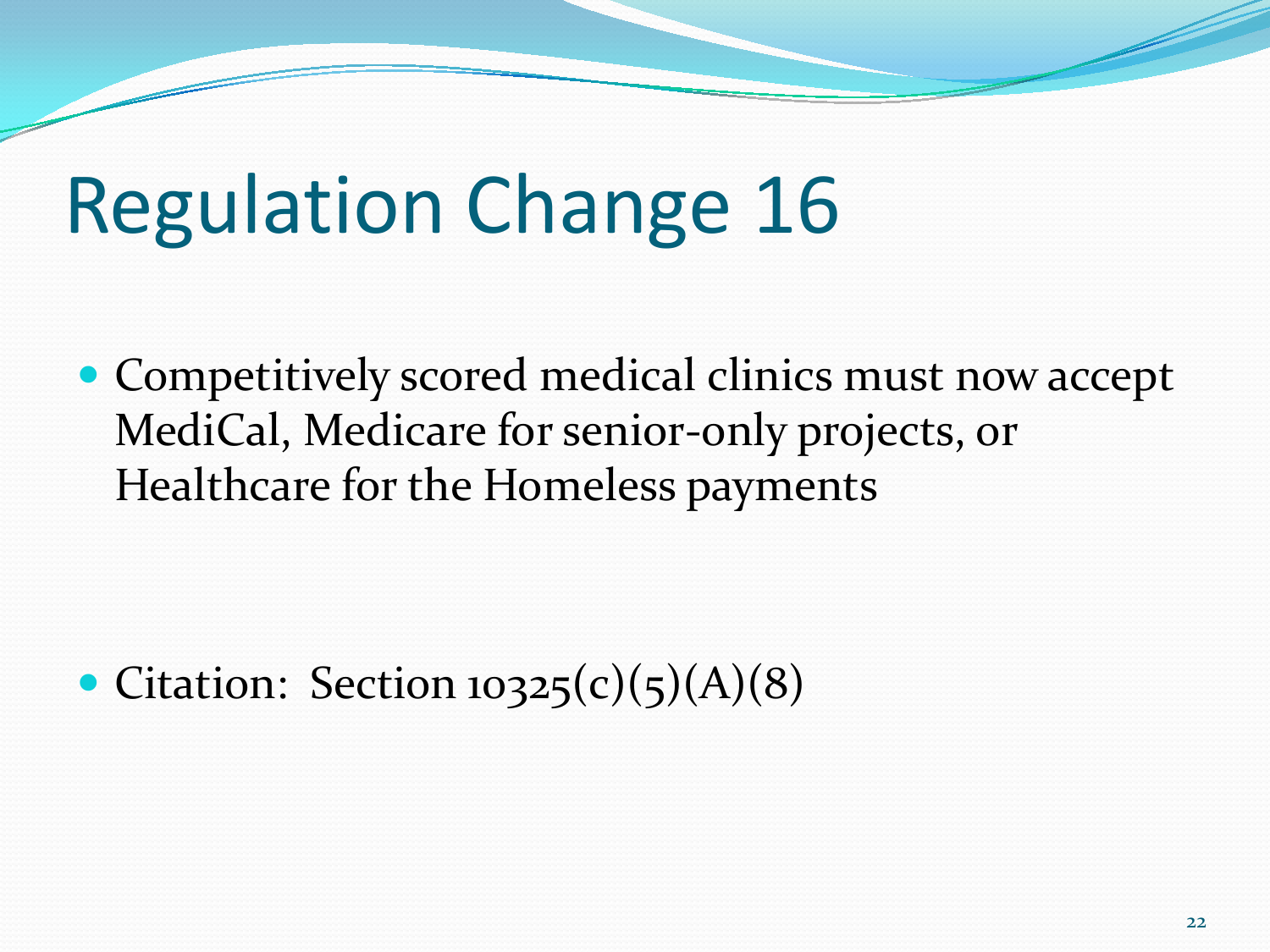# Regulation Change 16

- Competitively scored medical clinics must now accept MediCal, Medicare for senior-only projects, or Healthcare for the Homeless payments

- Citation: Section 10325(c)(5)(A)(8)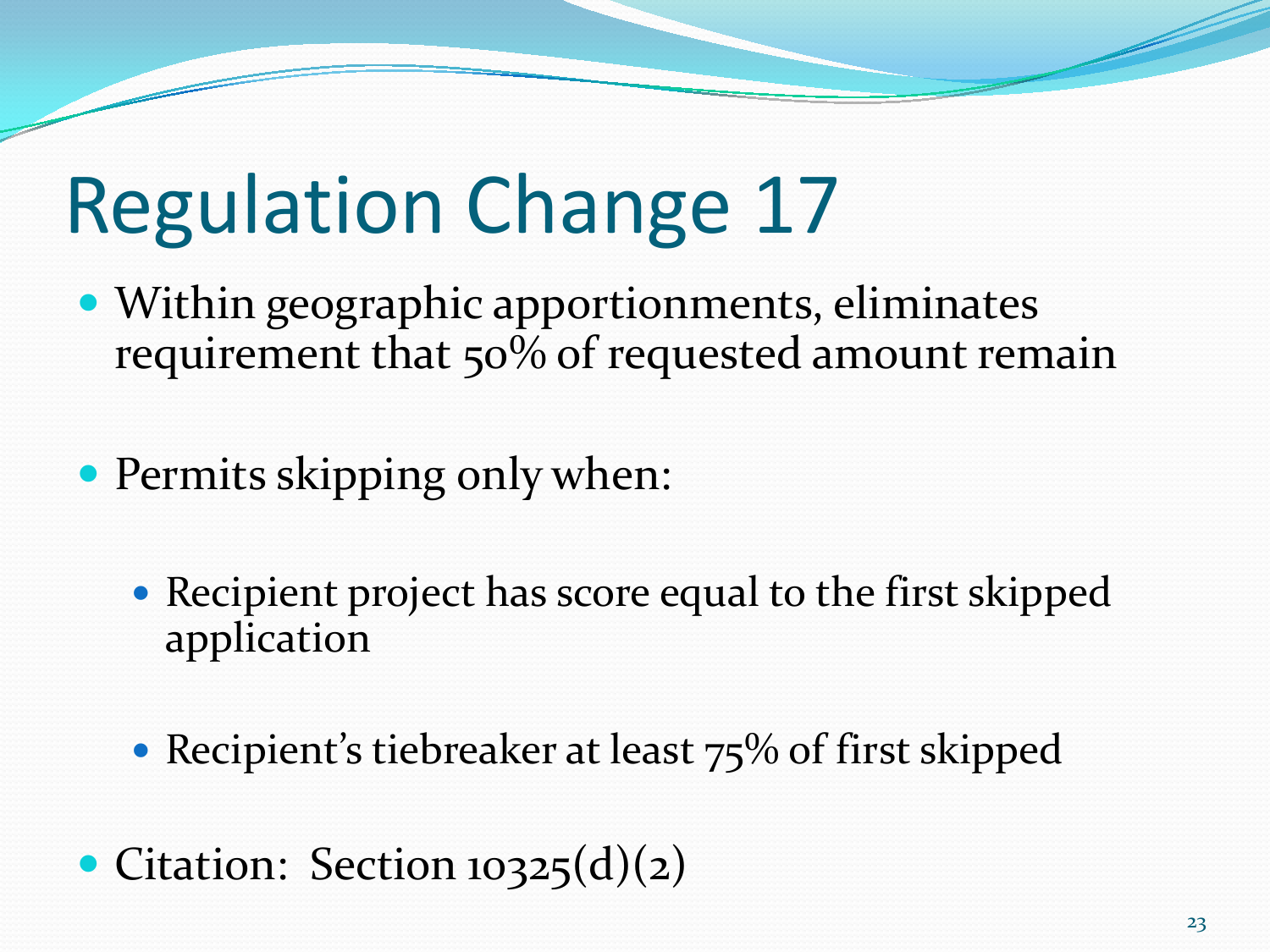# Regulation Change 17

- Within geographic apportionments, eliminates requirement that 50% of requested amount remain
- Permits skipping only when:
  - Recipient project has score equal to the first skipped application
  - Recipient's tiebreaker at least 75% of first skipped
- Citation: Section 10325(d)(2)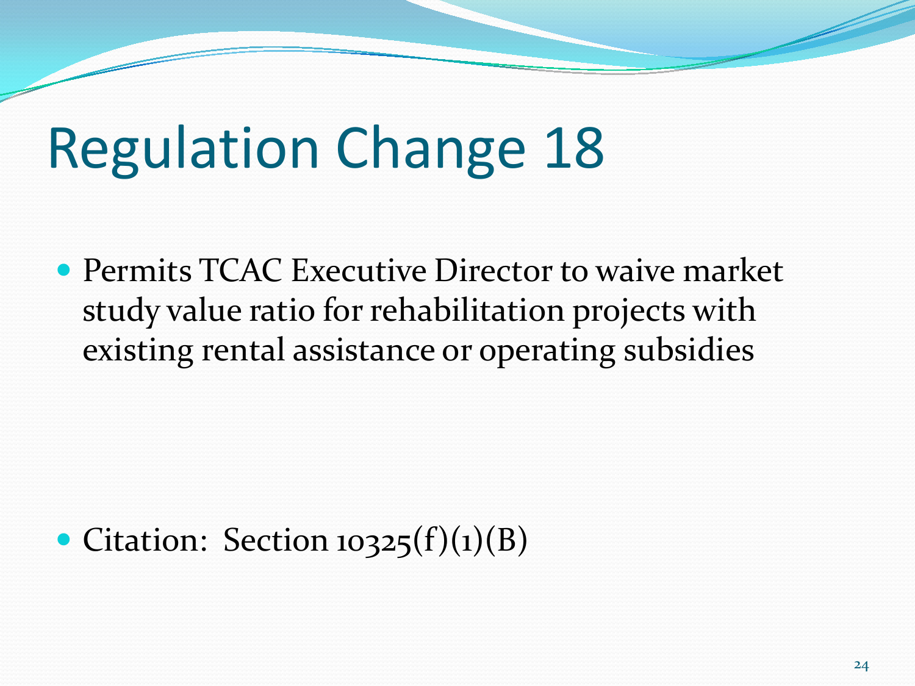# Regulation Change 18

- Permits TCAC Executive Director to waive market study value ratio for rehabilitation projects with existing rental assistance or operating subsidies

- Citation: Section 10325(f)(1)(B)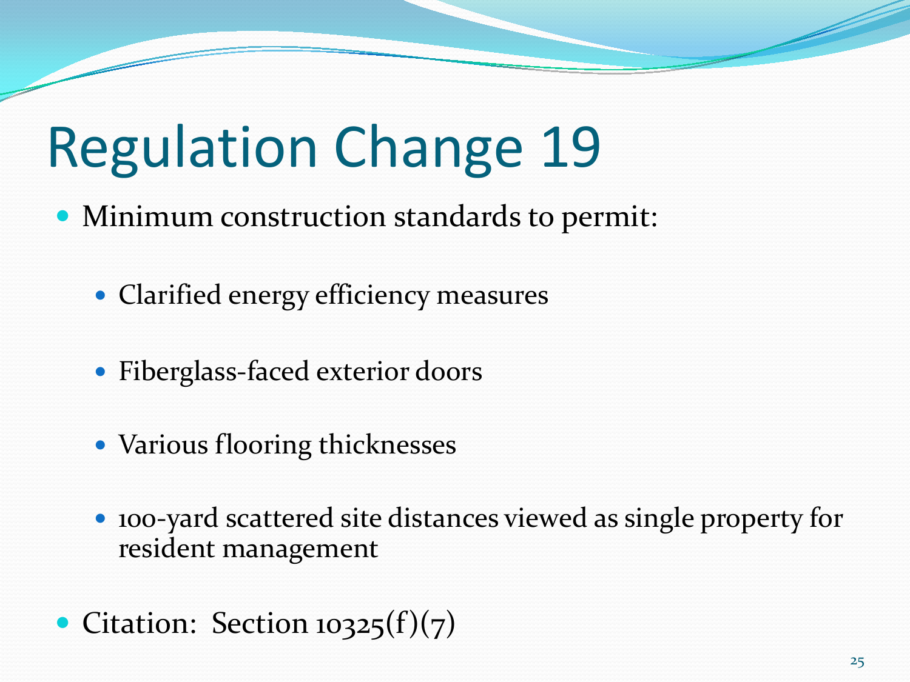# Regulation Change 19

- Minimum construction standards to permit:
  - Clarified energy efficiency measures
  - Fiberglass-faced exterior doors
  - Various flooring thicknesses
  - 100-yard scattered site distances viewed as single property for resident management
- Citation: Section 10325(f)(7)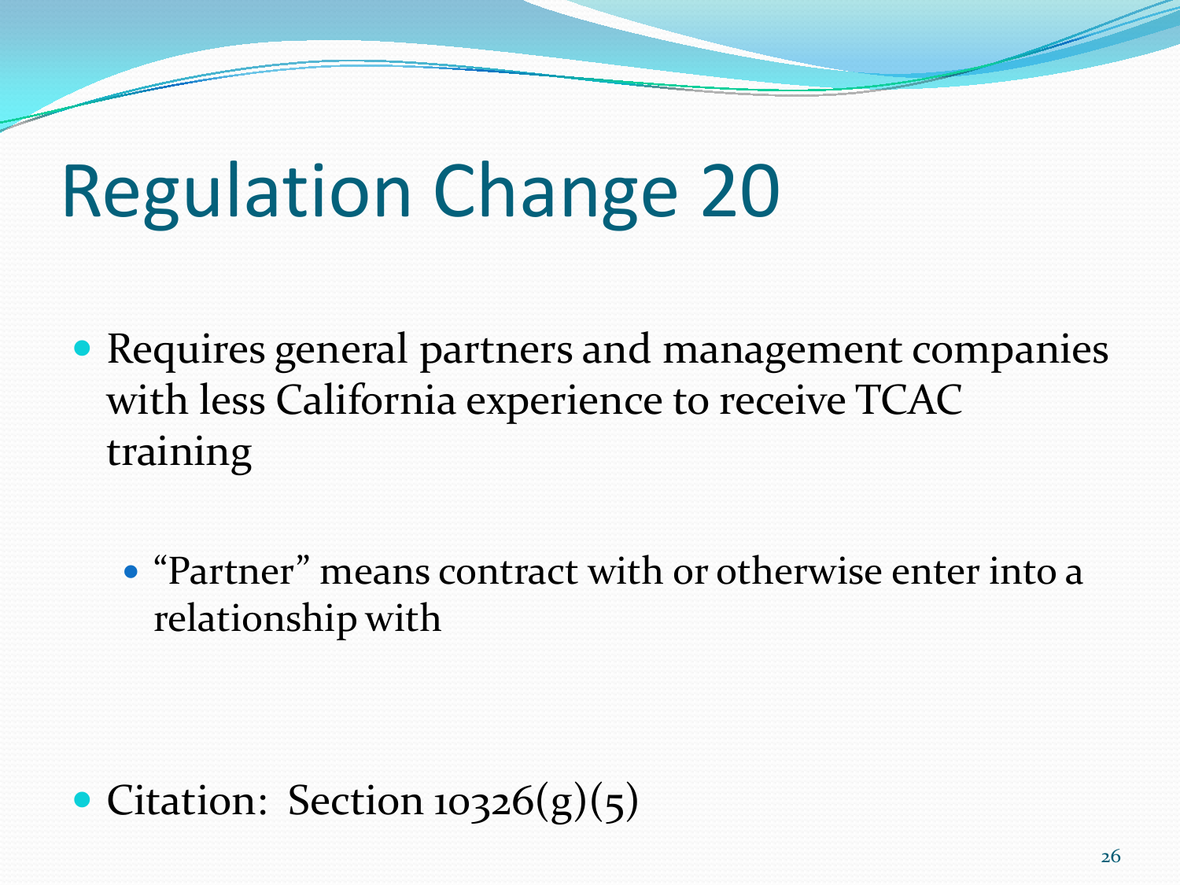# Regulation Change 20

- Requires general partners and management companies with less California experience to receive TCAC training
  - "Partner" means contract with or otherwise enter into a relationship with

- Citation: Section 10326(g)(5)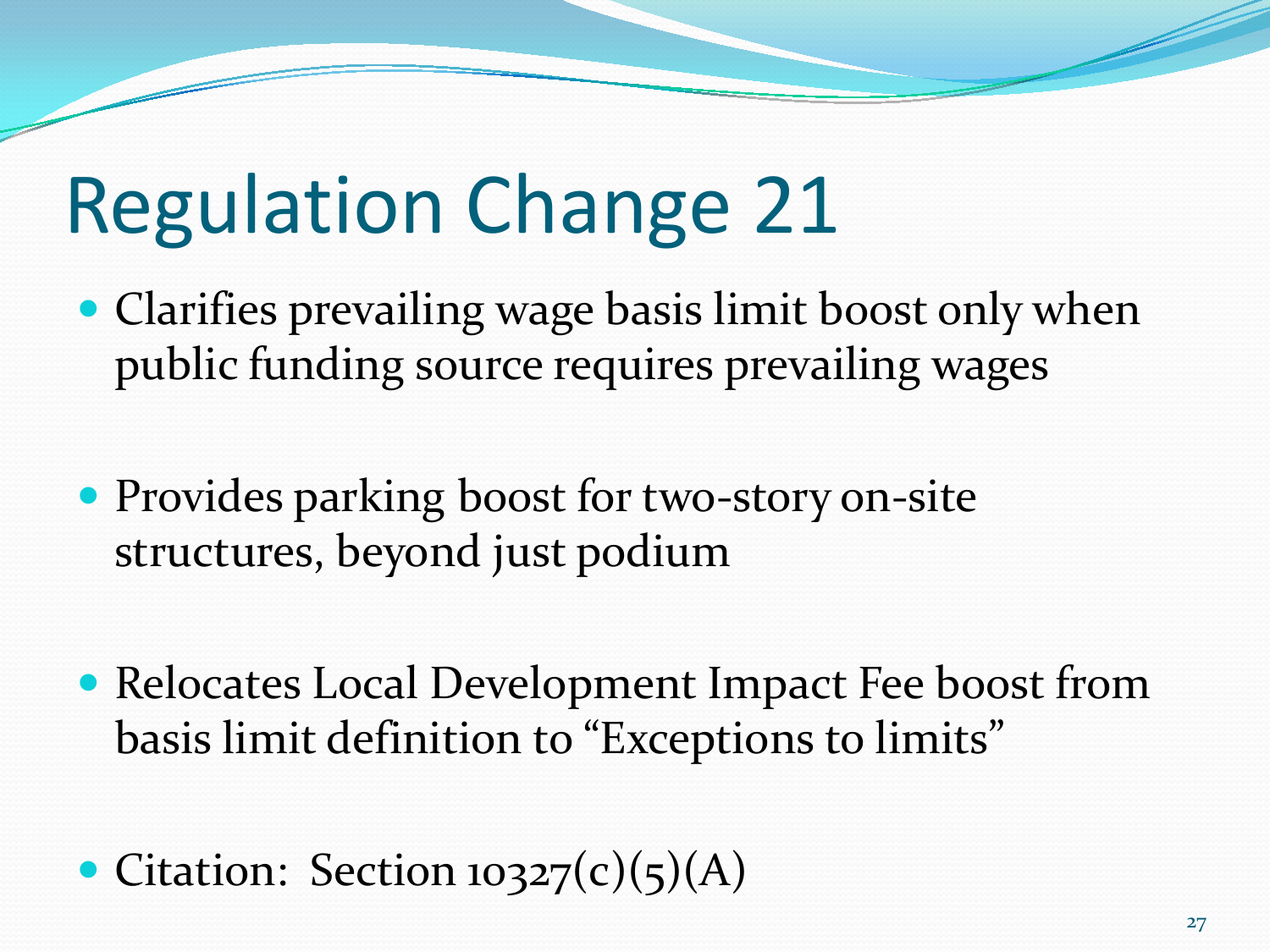# Regulation Change 21

- Clarifies prevailing wage basis limit boost only when public funding source requires prevailing wages
- Provides parking boost for two-story on-site structures, beyond just podium
- Relocates Local Development Impact Fee boost from basis limit definition to "Exceptions to limits"
- Citation: Section 10327(c)(5)(A)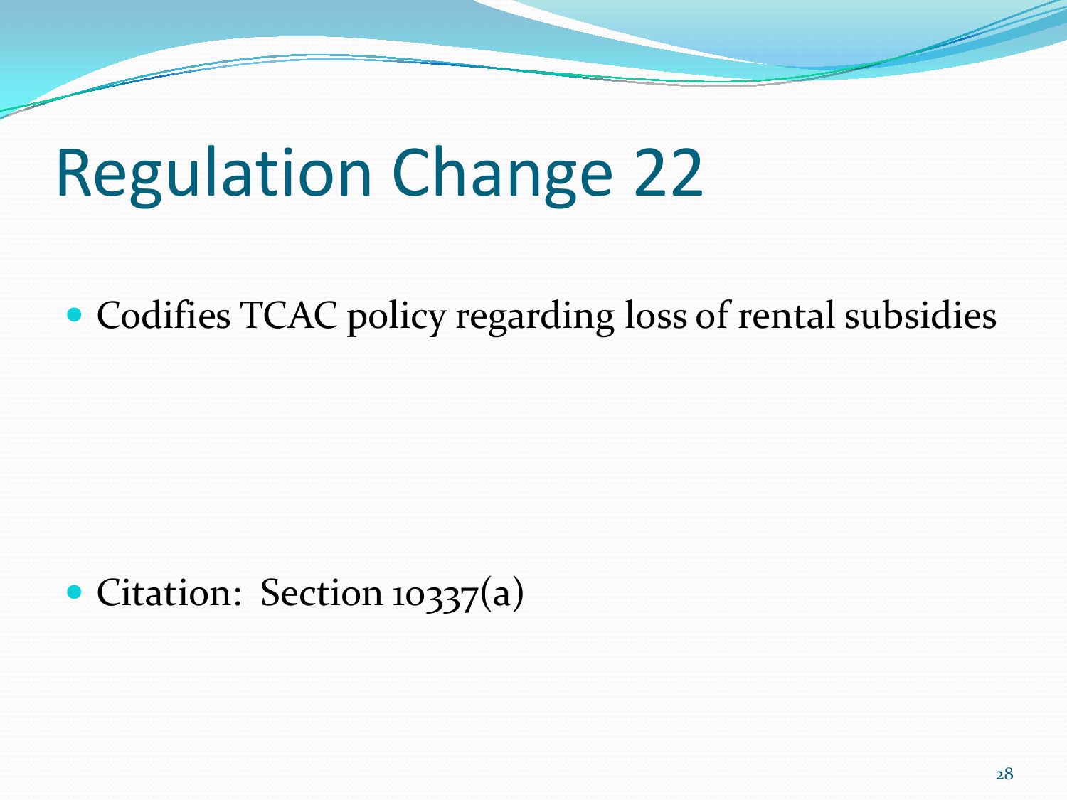# Regulation Change 22

- Codifies TCAC policy regarding loss of rental subsidies

- Citation: Section 10337(a)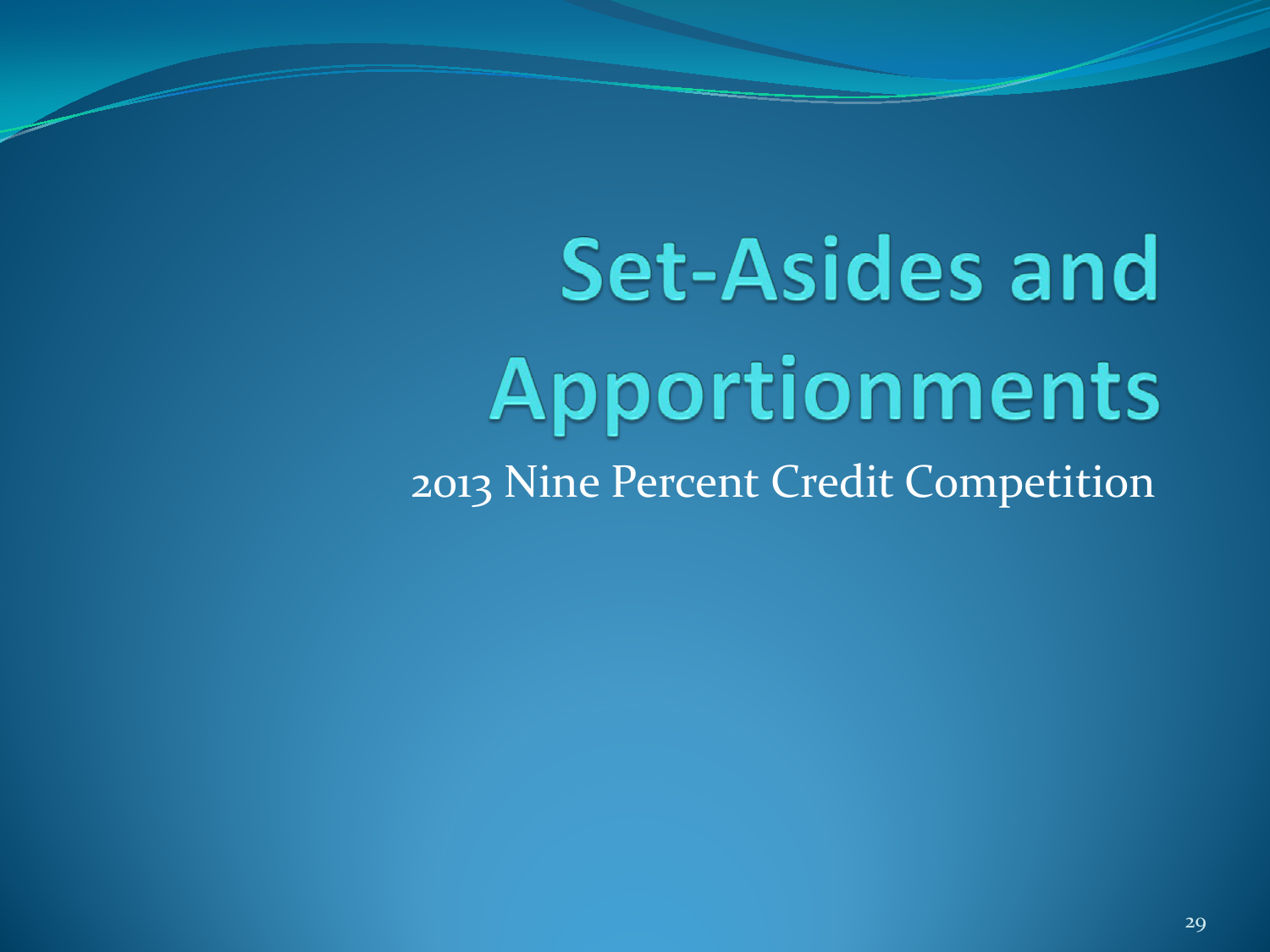# Set-Asides and Apportionments

2013 Nine Percent Credit Competition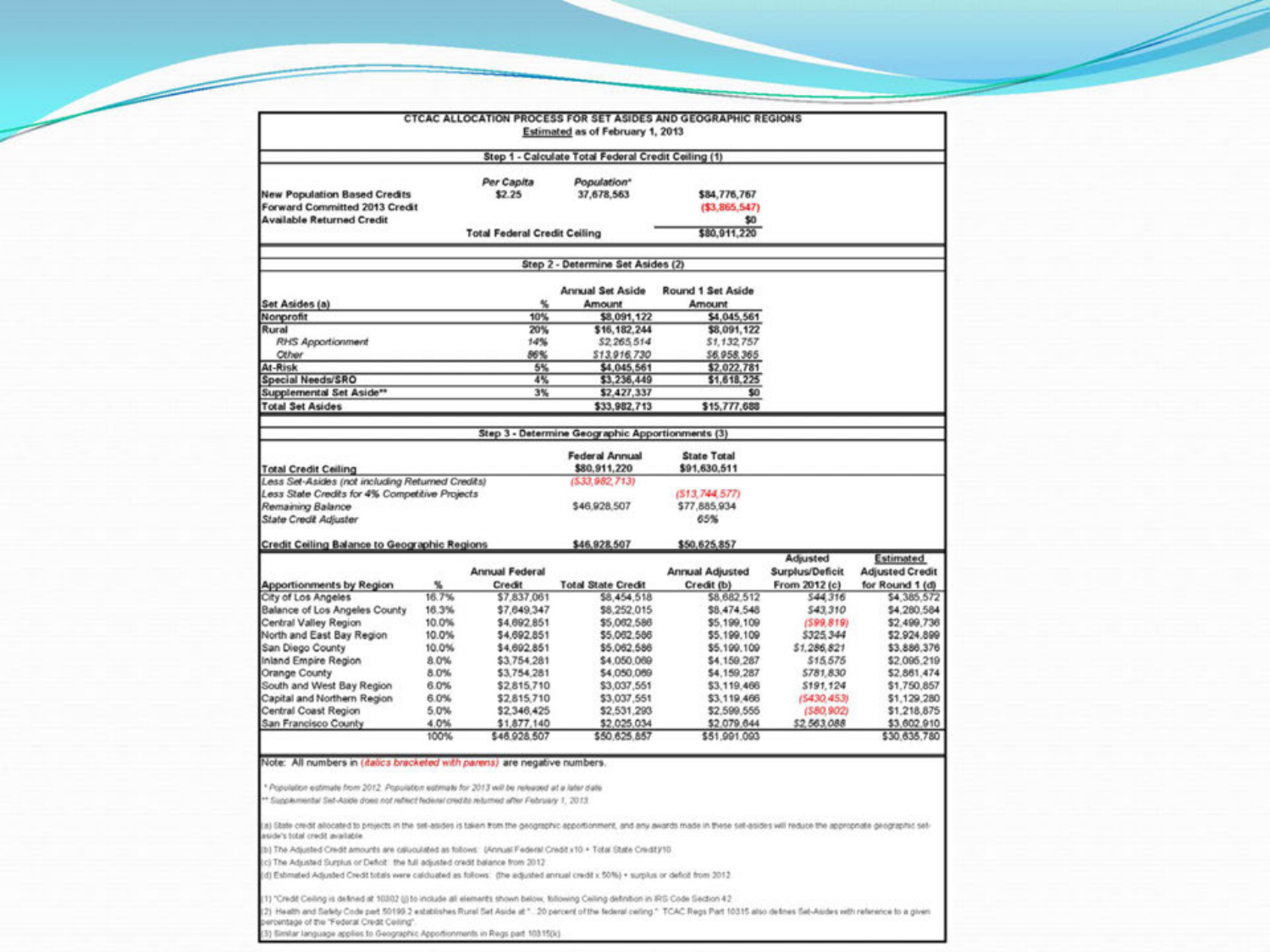# CTCAC ALLOCATION PROCESS FOR SET ASIDES AND GEOGRAPHIC REGIONS

Estimated as of February 1, 2013

## Step 1 - Calculate Total Federal Credit Ceiling (1)

| | Per Capita | Population* | |
|---|---|---|---|
| New Population Based Credits | $2.25 | 37,678,563 | $84,776,767 |
| Forward Committed 2013 Credit | | | ($3,865,547) |
| Available Returned Credit | | | $0 |
| | Total Federal Credit Ceiling | | $80,911,220 |

## Step 2 - Determine Set Asides (2)

| Set Asides (a) | % | Annual Set Aside Amount | Round 1 Set Aside Amount |
|---|---|---|---|
| Nonprofit | 10% | $8,091,122 | $4,045,561 |
| Rural | 20% | $16,182,244 | $8,091,122 |
| *RHS Apportionment* | *14%* | *$2,265,514* | *$1,132,757* |
| *Other* | *86%* | *$13,916,730* | *$6,958,365* |
| At-Risk | 5% | $4,045,561 | $2,022,781 |
| Special Needs/SRO | 4% | $3,236,449 | $1,618,225 |
| Supplemental Set Aside** | 3% | $2,427,337 | $0 |
| Total Set Asides | | $33,982,713 | $15,777,688 |

## Step 3 - Determine Geographic Apportionments (3)

| | Federal Annual | State Total |
|---|---|---|
| Total Credit Ceiling | $80,911,220 | $91,630,511 |
| *Less Set-Asides (not including Returned Credits)* | *($33,982,713)* | |
| *Less State Credits for 4% Competitive Projects* | | *($13,744,577)* |
| *Remaining Balance* | $46,928,507 | $77,885,934 |
| *State Credit Adjuster* | | *65%* |
| Credit Ceiling Balance to Geographic Regions | $46,928,507 | $50,625,857 |

| Apportionments by Region | % | Annual Federal Credit | Total State Credit | Annual Adjusted Credit (b) | Adjusted Surplus/Deficit From 2012 (c) | Estimated Adjusted Credit for Round 1 (d) |
|---|---|---|---|---|---|---|
| City of Los Angeles | 16.7% | $7,837,061 | $8,454,518 | $8,682,512 | *$44,316* | $4,385,572 |
| Balance of Los Angeles County | 16.3% | $7,649,347 | $8,252,015 | $8,474,548 | *$43,310* | $4,280,584 |
| Central Valley Region | 10.0% | $4,692,851 | $5,062,586 | $5,199,109 | *($99,819)* | $2,499,736 |
| North and East Bay Region | 10.0% | $4,692,851 | $5,062,586 | $5,199,109 | *$325,344* | $2,924,899 |
| San Diego County | 10.0% | $4,692,851 | $5,062,586 | $5,199,109 | *$1,286,821* | $3,886,376 |
| Inland Empire Region | 8.0% | $3,754,281 | $4,050,069 | $4,159,287 | *$15,575* | $2,095,219 |
| Orange County | 8.0% | $3,754,281 | $4,050,069 | $4,159,287 | *$781,830* | $2,861,474 |
| South and West Bay Region | 6.0% | $2,815,710 | $3,037,551 | $3,119,466 | *$191,124* | $1,750,857 |
| Capital and Northern Region | 6.0% | $2,815,710 | $3,037,551 | $3,119,466 | *($430,453)* | $1,129,280 |
| Central Coast Region | 5.0% | $2,346,425 | $2,531,293 | $2,599,555 | *($80,902)* | $1,218,875 |
| San Francisco County | 4.0% | $1,877,140 | $2,025,034 | $2,079,644 | *$2,563,088* | $3,602,910 |
| | 100% | $46,928,507 | $50,625,857 | $51,991,093 | | $30,635,780 |

Note: All numbers in (*italics bracketed with parens*) are negative numbers.

\* Population estimate from 2012. Population estimate for 2013 will be released at a later date.

\*\* Supplemental Set-Aside does not reflect federal credits returned after February 1, 2013

(a) State credit allocated to projects in the set-asides is taken from the geographic apportionment, and any awards made in these set-asides will reduce the appropriate geographic set-aside's total credit available

(b) The Adjusted Credit amounts are caluculated as follows: (Annual Federal Credit x10 + Total State Credit)/10

(c) The Adjusted Surplus or Deficit: the full adjusted credit balance from 2012

(d) Estimated Adjusted Credit totals were calcluated as follows: (the adjusted annual credit x 50%) + surplus or deficit from 2012

(1) "Credit Ceiling is defined at 10302 (j) to include all elements shown below, following Ceiling definition in IRS Code Section 42

(2) Health and Safety Code part 50199.2 establishes Rural Set Aside at "...20 percent of the federal ceiling." TCAC Regs Part 10315 also defines Set-Asides with reference to a given percentage of the "Federal Credit Ceiling"

(3) Similar language applies to Geographic Apportionments in Regs part 10315(k)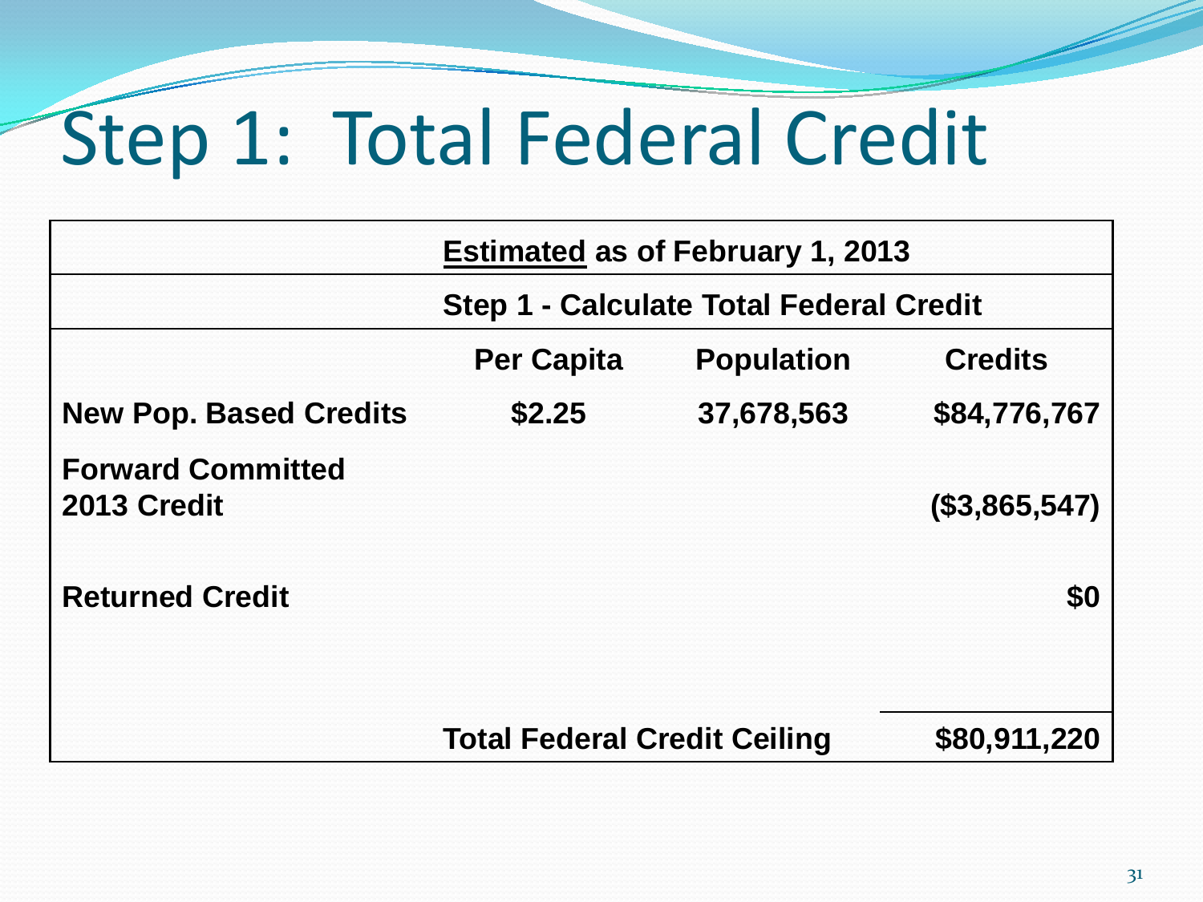# Step 1: Total Federal Credit

| | <u>**Estimated**</u> **as of February 1, 2013** | | |
|---|---|---|---|
| | **Step 1 - Calculate Total Federal Credit** | | |
| | **Per Capita** | **Population** | **Credits** |
| **New Pop. Based Credits** | **$2.25** | **37,678,563** | **$84,776,767** |
| **Forward Committed 2013 Credit** | | | **($3,865,547)** |
| **Returned Credit** | | | **$0** |
| | **Total Federal Credit Ceiling** | | **$80,911,220** |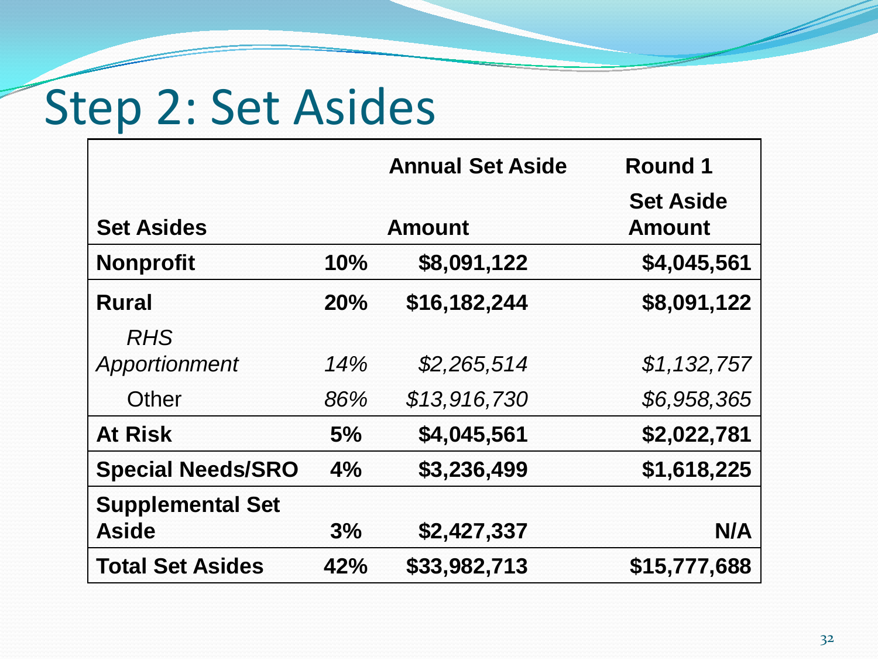# Step 2: Set Asides

| Set Asides | | Annual Set Aside Amount | Round 1 Set Aside Amount |
|---|---|---|---|
| **Nonprofit** | **10%** | **$8,091,122** | **$4,045,561** |
| **Rural** | **20%** | **$16,182,244** | **$8,091,122** |
| *RHS Apportionment* | *14%* | *$2,265,514* | *$1,132,757* |
| Other | *86%* | *$13,916,730* | *$6,958,365* |
| **At Risk** | **5%** | **$4,045,561** | **$2,022,781** |
| **Special Needs/SRO** | **4%** | **$3,236,499** | **$1,618,225** |
| **Supplemental Set Aside** | **3%** | **$2,427,337** | **N/A** |
| **Total Set Asides** | **42%** | **$33,982,713** | **$15,777,688** |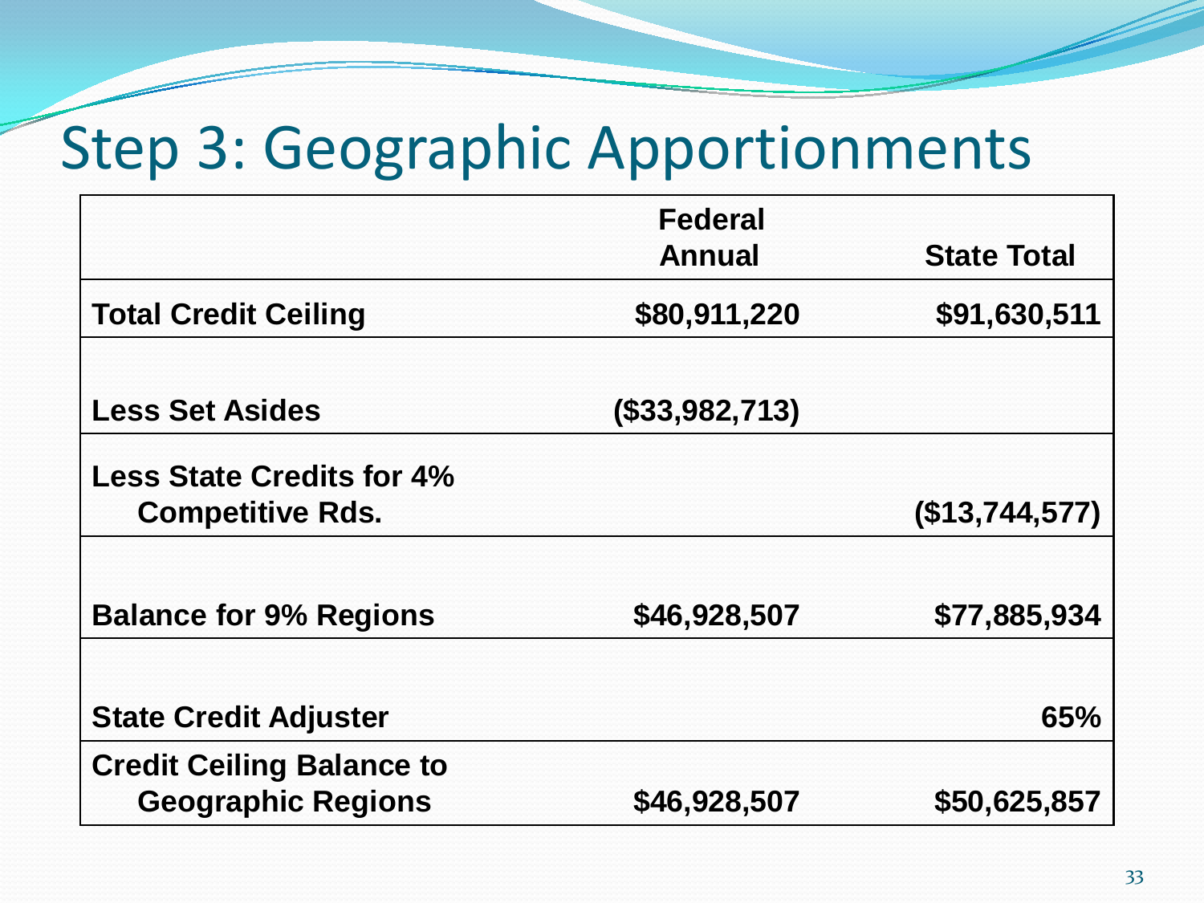# Step 3: Geographic Apportionments

| | Federal Annual | State Total |
|---|---|---|
| **Total Credit Ceiling** | **$80,911,220** | **$91,630,511** |
| **Less Set Asides** | **($33,982,713)** | |
| **Less State Credits for 4% Competitive Rds.** | | **($13,744,577)** |
| **Balance for 9% Regions** | **$46,928,507** | **$77,885,934** |
| **State Credit Adjuster** | | **65%** |
| **Credit Ceiling Balance to Geographic Regions** | **$46,928,507** | **$50,625,857** |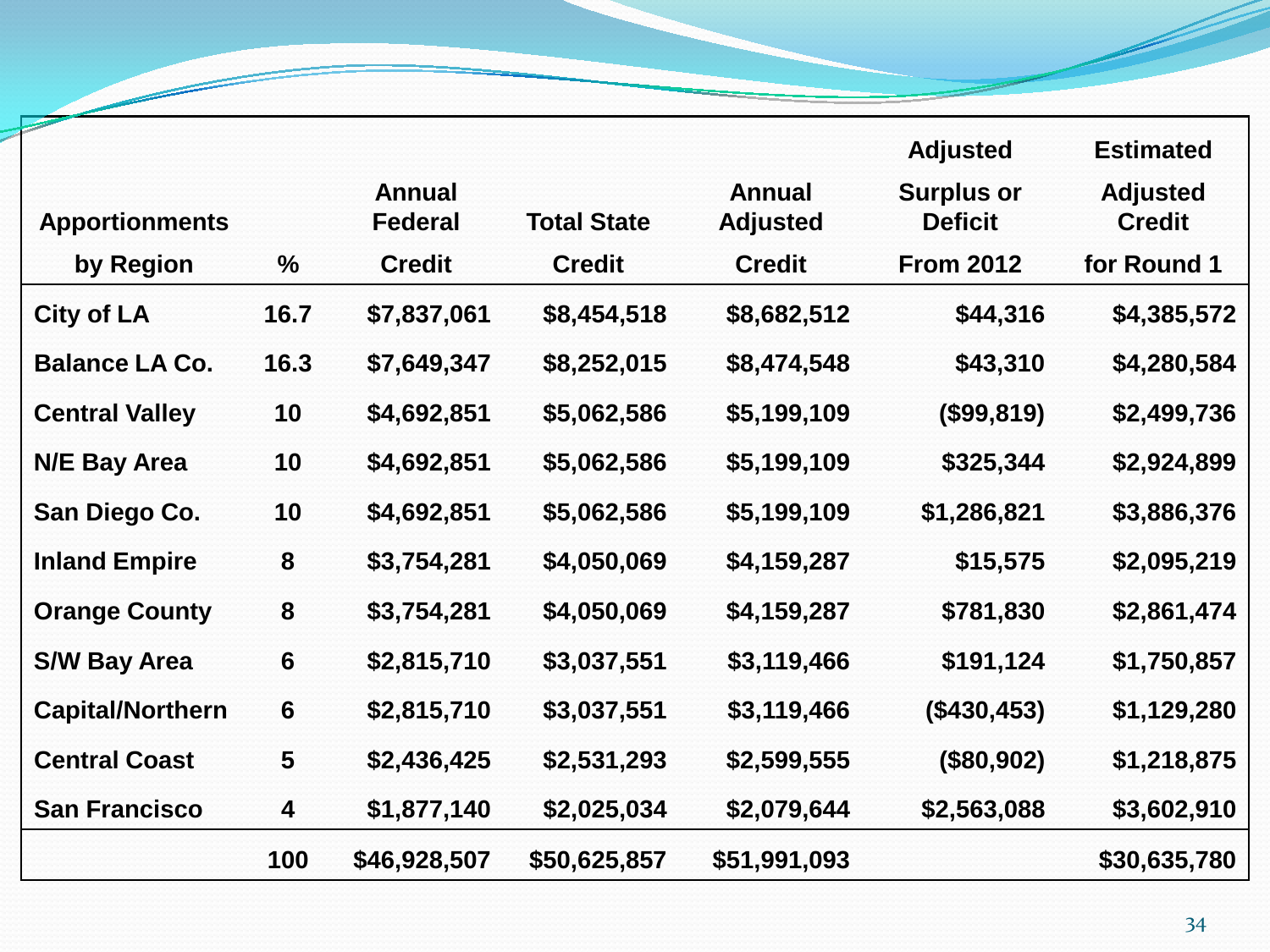| Apportionments by Region | % | Annual Federal Credit | Total State Credit | Annual Adjusted Credit | Adjusted Surplus or Deficit From 2012 | Estimated Adjusted Credit for Round 1 |
|---|---|---|---|---|---|---|
| City of LA | 16.7 | $7,837,061 | $8,454,518 | $8,682,512 | $44,316 | $4,385,572 |
| Balance LA Co. | 16.3 | $7,649,347 | $8,252,015 | $8,474,548 | $43,310 | $4,280,584 |
| Central Valley | 10 | $4,692,851 | $5,062,586 | $5,199,109 | ($99,819) | $2,499,736 |
| N/E Bay Area | 10 | $4,692,851 | $5,062,586 | $5,199,109 | $325,344 | $2,924,899 |
| San Diego Co. | 10 | $4,692,851 | $5,062,586 | $5,199,109 | $1,286,821 | $3,886,376 |
| Inland Empire | 8 | $3,754,281 | $4,050,069 | $4,159,287 | $15,575 | $2,095,219 |
| Orange County | 8 | $3,754,281 | $4,050,069 | $4,159,287 | $781,830 | $2,861,474 |
| S/W Bay Area | 6 | $2,815,710 | $3,037,551 | $3,119,466 | $191,124 | $1,750,857 |
| Capital/Northern | 6 | $2,815,710 | $3,037,551 | $3,119,466 | ($430,453) | $1,129,280 |
| Central Coast | 5 | $2,436,425 | $2,531,293 | $2,599,555 | ($80,902) | $1,218,875 |
| San Francisco | 4 | $1,877,140 | $2,025,034 | $2,079,644 | $2,563,088 | $3,602,910 |
| | 100 | $46,928,507 | $50,625,857 | $51,991,093 | | $30,635,780 |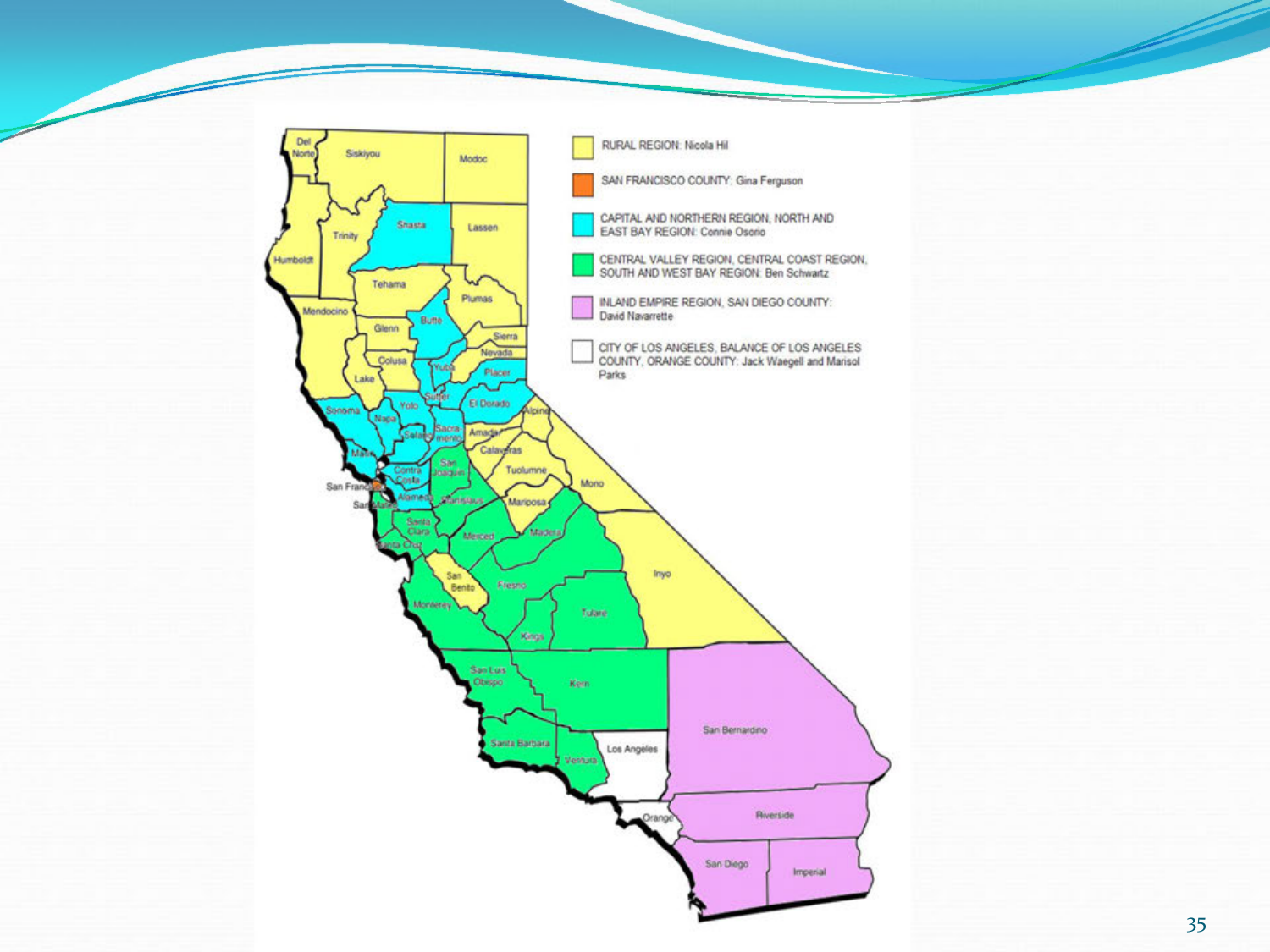RURAL REGION: Nicola Hil

SAN FRANCISCO COUNTY: Gina Ferguson

CAPITAL AND NORTHERN REGION, NORTH AND EAST BAY REGION: Connie Osorio

CENTRAL VALLEY REGION, CENTRAL COAST REGION, SOUTH AND WEST BAY REGION: Ben Schwartz

INLAND EMPIRE REGION, SAN DIEGO COUNTY: David Navarrette

CITY OF LOS ANGELES, BALANCE OF LOS ANGELES COUNTY, ORANGE COUNTY: Jack Waegell and Marisol Parks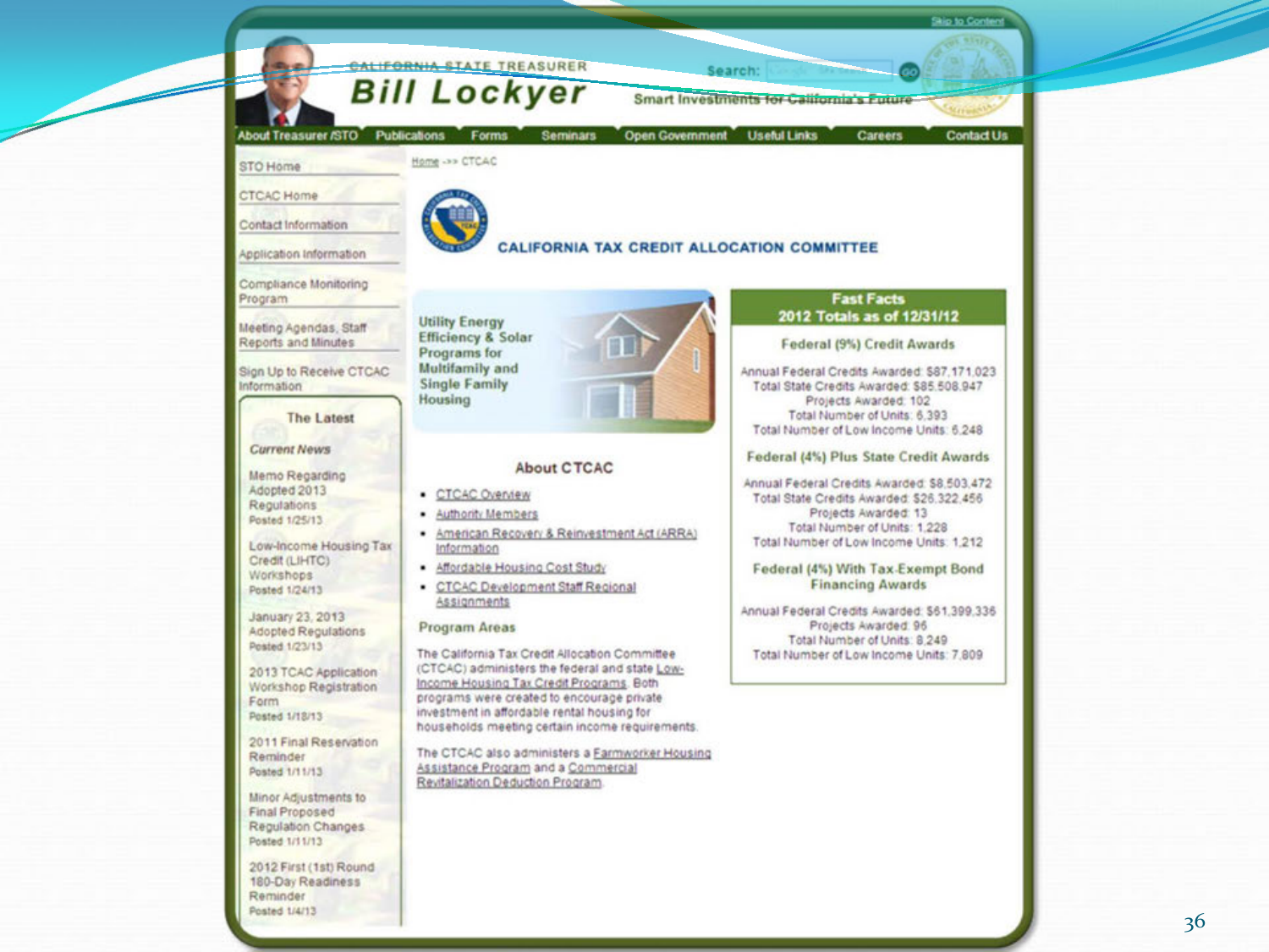Skip to Content

CALIFORNIA STATE TREASURER

# Bill Lockyer

Search:

Smart Investments for California's Future

About Treasurer/STO | Publications | Forms | Seminars | Open Government | Useful Links | Careers | Contact Us

- STO Home
- CTCAC Home
- Contact Information
- Application Information
- Compliance Monitoring Program
- Meeting Agendas, Staff Reports and Minutes
- Sign Up to Receive CTCAC Information

### The Latest

*Current News*

Memo Regarding Adopted 2013 Regulations
Posted 1/25/13

Low-Income Housing Tax Credit (LIHTC) Workshops
Posted 1/24/13

January 23, 2013 Adopted Regulations
Posted 1/23/13

2013 TCAC Application Workshop Registration Form
Posted 1/18/13

2011 Final Reservation Reminder
Posted 1/11/13

Minor Adjustments to Final Proposed Regulation Changes
Posted 1/11/13

2012 First (1st) Round 180-Day Readiness Reminder
Posted 1/4/13

Home ->> CTCAC

## CALIFORNIA TAX CREDIT ALLOCATION COMMITTEE

Utility Energy Efficiency & Solar Programs for Multifamily and Single Family Housing

### About CTCAC

- CTCAC Overview
- Authority Members
- American Recovery & Reinvestment Act (ARRA) Information
- Affordable Housing Cost Study
- CTCAC Development Staff Regional Assignments

### Program Areas

The California Tax Credit Allocation Committee (CTCAC) administers the federal and state Low-Income Housing Tax Credit Programs. Both programs were created to encourage private investment in affordable rental housing for households meeting certain income requirements.

The CTCAC also administers a Farmworker Housing Assistance Program and a Commercial Revitalization Deduction Program.

### Fast Facts
### 2012 Totals as of 12/31/12

**Federal (9%) Credit Awards**

Annual Federal Credits Awarded: $87,171,023
Total State Credits Awarded: $85,508,947
Projects Awarded: 102
Total Number of Units: 6,393
Total Number of Low Income Units: 6,248

**Federal (4%) Plus State Credit Awards**

Annual Federal Credits Awarded: $8,503,472
Total State Credits Awarded: $26,322,456
Projects Awarded: 13
Total Number of Units: 1,228
Total Number of Low Income Units: 1,212

**Federal (4%) With Tax-Exempt Bond Financing Awards**

Annual Federal Credits Awarded: $61,399,336
Projects Awarded: 96
Total Number of Units: 8,249
Total Number of Low Income Units: 7,809